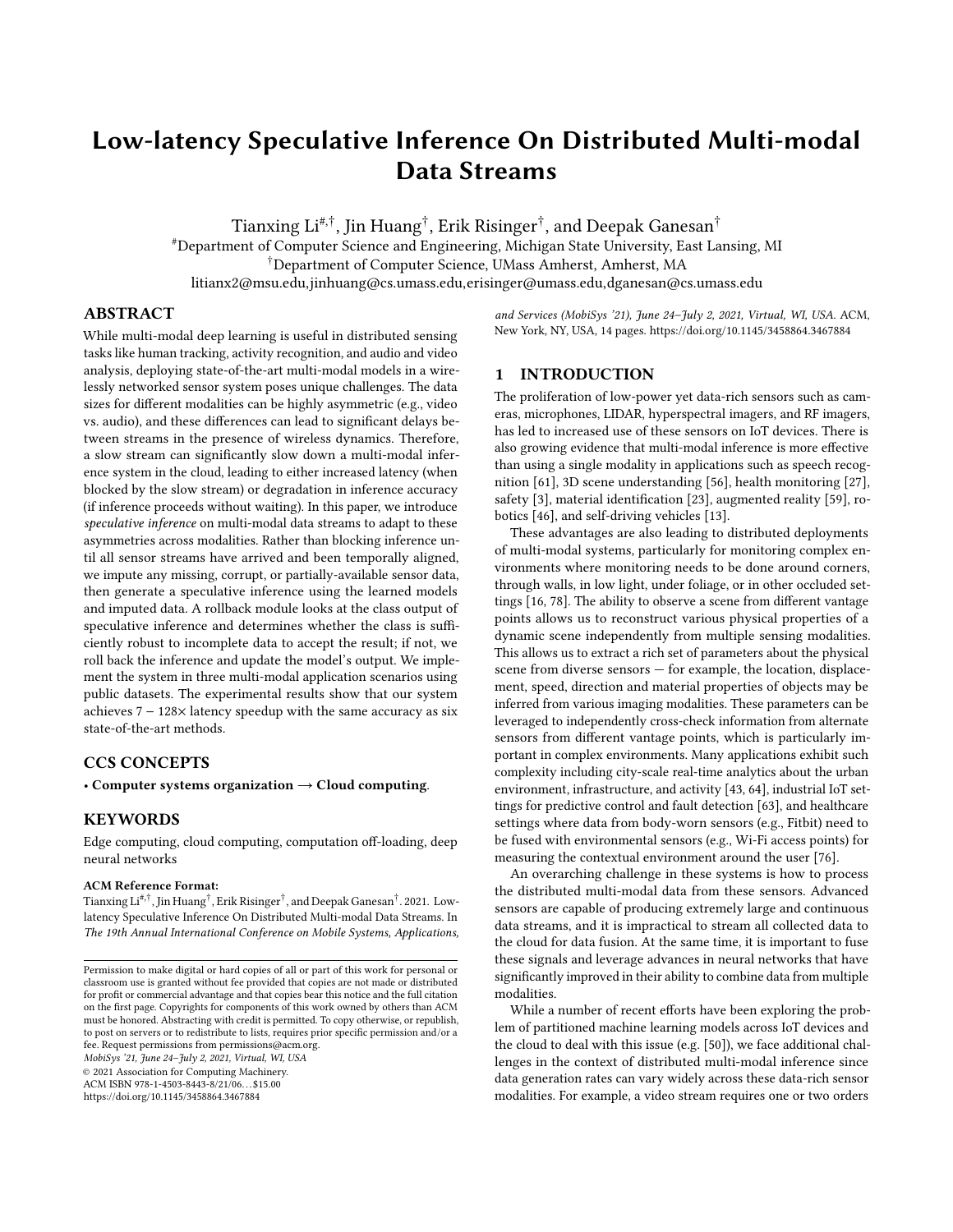# Low-latency Speculative Inference On Distributed Multi-modal Data Streams

Tianxing Li[#,†], Jin Huang[†], Erik Risinger[†], and Deepak Ganesan[†]

[#]Department of Computer Science and Engineering, Michigan State University, East Lansing, MI

[†]Department of Computer Science, UMass Amherst, Amherst, MA

litianx2@msu.edu,jinhuang@cs.umass.edu,erisinger@umass.edu,dganesan@cs.umass.edu

## ABSTRACT

While multi-modal deep learning is useful in distributed sensing tasks like human tracking, activity recognition, and audio and video analysis, deploying state-of-the-art multi-modal models in a wirelessly networked sensor system poses unique challenges. The data sizes for different modalities can be highly asymmetric (e.g., video vs. audio), and these differences can lead to significant delays between streams in the presence of wireless dynamics. Therefore, a slow stream can significantly slow down a multi-modal inference system in the cloud, leading to either increased latency (when blocked by the slow stream) or degradation in inference accuracy (if inference proceeds without waiting). In this paper, we introduce *speculative inference* on multi-modal data streams to adapt to these asymmetries across modalities. Rather than blocking inference until all sensor streams have arrived and been temporally aligned, we impute any missing, corrupt, or partially-available sensor data, then generate a speculative inference using the learned models and imputed data. A rollback module looks at the class output of speculative inference and determines whether the class is sufficiently robust to incomplete data to accept the result; if not, we roll back the inference and update the model's output. We implement the system in three multi-modal application scenarios using public datasets. The experimental results show that our system achieves 7 − 128× latency speedup with the same accuracy as six state-of-the-art methods.

## CCS CONCEPTS

• **Computer systems organization → Cloud computing**.

## KEYWORDS

Edge computing, cloud computing, computation off-loading, deep neural networks

**ACM Reference Format:**

Tianxing Li[#,†], Jin Huang[†], Erik Risinger[†], and Deepak Ganesan[†]. 2021. Low-latency Speculative Inference On Distributed Multi-modal Data Streams. In *The 19th Annual International Conference on Mobile Systems, Applications, and Services (MobiSys '21), June 24–July 2, 2021, Virtual, WI, USA.* ACM, New York, NY, USA, 14 pages. https://doi.org/10.1145/3458864.3467884

Permission to make digital or hard copies of all or part of this work for personal or classroom use is granted without fee provided that copies are not made or distributed for profit or commercial advantage and that copies bear this notice and the full citation on the first page. Copyrights for components of this work owned by others than ACM must be honored. Abstracting with credit is permitted. To copy otherwise, or republish, to post on servers or to redistribute to lists, requires prior specific permission and/or a fee. Request permissions from permissions@acm.org.

*MobiSys '21, June 24–July 2, 2021, Virtual, WI, USA*

© 2021 Association for Computing Machinery.

ACM ISBN 978-1-4503-8443-8/21/06…$15.00

https://doi.org/10.1145/3458864.3467884

## 1 INTRODUCTION

The proliferation of low-power yet data-rich sensors such as cameras, microphones, LIDAR, hyperspectral imagers, and RF imagers, has led to increased use of these sensors on IoT devices. There is also growing evidence that multi-modal inference is more effective than using a single modality in applications such as speech recognition [61], 3D scene understanding [56], health monitoring [27], safety [3], material identification [23], augmented reality [59], robotics [46], and self-driving vehicles [13].

These advantages are also leading to distributed deployments of multi-modal systems, particularly for monitoring complex environments where monitoring needs to be done around corners, through walls, in low light, under foliage, or in other occluded settings [16, 78]. The ability to observe a scene from different vantage points allows us to reconstruct various physical properties of a dynamic scene independently from multiple sensing modalities. This allows us to extract a rich set of parameters about the physical scene from diverse sensors — for example, the location, displacement, speed, direction and material properties of objects may be inferred from various imaging modalities. These parameters can be leveraged to independently cross-check information from alternate sensors from different vantage points, which is particularly important in complex environments. Many applications exhibit such complexity including city-scale real-time analytics about the urban environment, infrastructure, and activity [43, 64], industrial IoT settings for predictive control and fault detection [63], and healthcare settings where data from body-worn sensors (e.g., Fitbit) need to be fused with environmental sensors (e.g., Wi-Fi access points) for measuring the contextual environment around the user [76].

An overarching challenge in these systems is how to process the distributed multi-modal data from these sensors. Advanced sensors are capable of producing extremely large and continuous data streams, and it is impractical to stream all collected data to the cloud for data fusion. At the same time, it is important to fuse these signals and leverage advances in neural networks that have significantly improved in their ability to combine data from multiple modalities.

While a number of recent efforts have been exploring the problem of partitioned machine learning models across IoT devices and the cloud to deal with this issue (e.g. [50]), we face additional challenges in the context of distributed multi-modal inference since data generation rates can vary widely across these data-rich sensor modalities. For example, a video stream requires one or two orders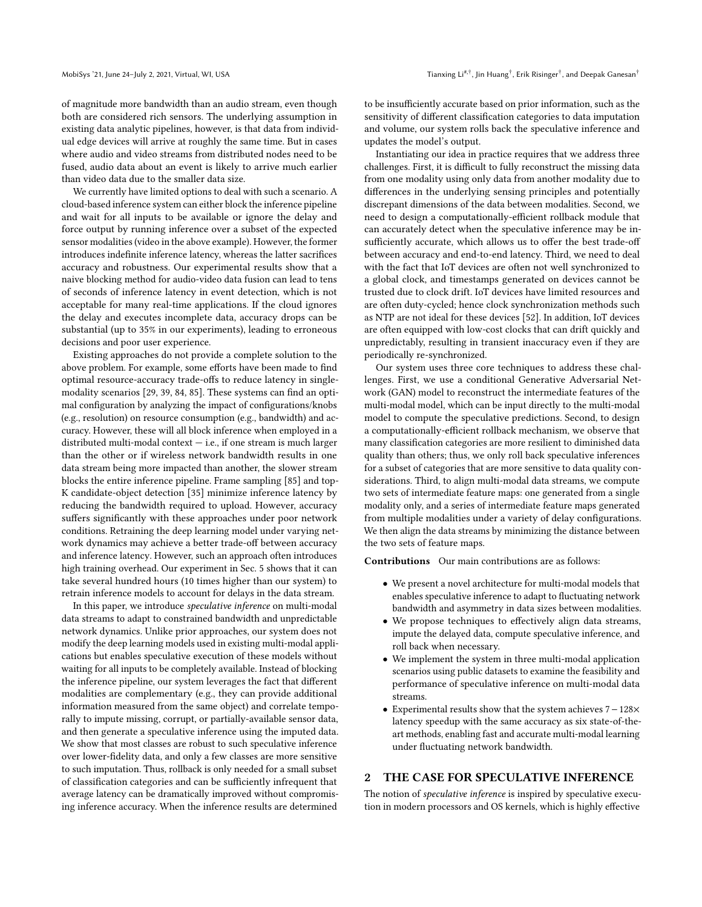of magnitude more bandwidth than an audio stream, even though both are considered rich sensors. The underlying assumption in existing data analytic pipelines, however, is that data from individual edge devices will arrive at roughly the same time. But in cases where audio and video streams from distributed nodes need to be fused, audio data about an event is likely to arrive much earlier than video data due to the smaller data size.

We currently have limited options to deal with such a scenario. A cloud-based inference system can either block the inference pipeline and wait for all inputs to be available or ignore the delay and force output by running inference over a subset of the expected sensor modalities (video in the above example). However, the former introduces indefinite inference latency, whereas the latter sacrifices accuracy and robustness. Our experimental results show that a naive blocking method for audio-video data fusion can lead to tens of seconds of inference latency in event detection, which is not acceptable for many real-time applications. If the cloud ignores the delay and executes incomplete data, accuracy drops can be substantial (up to 35% in our experiments), leading to erroneous decisions and poor user experience.

Existing approaches do not provide a complete solution to the above problem. For example, some efforts have been made to find optimal resource-accuracy trade-offs to reduce latency in single-modality scenarios [29, 39, 84, 85]. These systems can find an optimal configuration by analyzing the impact of configurations/knobs (e.g., resolution) on resource consumption (e.g., bandwidth) and accuracy. However, these will all block inference when employed in a distributed multi-modal context — i.e., if one stream is much larger than the other or if wireless network bandwidth results in one data stream being more impacted than another, the slower stream blocks the entire inference pipeline. Frame sampling [85] and top-K candidate-object detection [35] minimize inference latency by reducing the bandwidth required to upload. However, accuracy suffers significantly with these approaches under poor network conditions. Retraining the deep learning model under varying network dynamics may achieve a better trade-off between accuracy and inference latency. However, such an approach often introduces high training overhead. Our experiment in Sec. 5 shows that it can take several hundred hours (10 times higher than our system) to retrain inference models to account for delays in the data stream.

In this paper, we introduce *speculative inference* on multi-modal data streams to adapt to constrained bandwidth and unpredictable network dynamics. Unlike prior approaches, our system does not modify the deep learning models used in existing multi-modal applications but enables speculative execution of these models without waiting for all inputs to be completely available. Instead of blocking the inference pipeline, our system leverages the fact that different modalities are complementary (e.g., they can provide additional information measured from the same object) and correlate temporally to impute missing, corrupt, or partially-available sensor data, and then generate a speculative inference using the imputed data. We show that most classes are robust to such speculative inference over lower-fidelity data, and only a few classes are more sensitive to such imputation. Thus, rollback is only needed for a small subset of classification categories and can be sufficiently infrequent that average latency can be dramatically improved without compromising inference accuracy. When the inference results are determined to be insufficiently accurate based on prior information, such as the sensitivity of different classification categories to data imputation and volume, our system rolls back the speculative inference and updates the model's output.

Instantiating our idea in practice requires that we address three challenges. First, it is difficult to fully reconstruct the missing data from one modality using only data from another modality due to differences in the underlying sensing principles and potentially discrepant dimensions of the data between modalities. Second, we need to design a computationally-efficient rollback module that can accurately detect when the speculative inference may be insufficiently accurate, which allows us to offer the best trade-off between accuracy and end-to-end latency. Third, we need to deal with the fact that IoT devices are often not well synchronized to a global clock, and timestamps generated on devices cannot be trusted due to clock drift. IoT devices have limited resources and are often duty-cycled; hence clock synchronization methods such as NTP are not ideal for these devices [52]. In addition, IoT devices are often equipped with low-cost clocks that can drift quickly and unpredictably, resulting in transient inaccuracy even if they are periodically re-synchronized.

Our system uses three core techniques to address these challenges. First, we use a conditional Generative Adversarial Network (GAN) model to reconstruct the intermediate features of the multi-modal model, which can be input directly to the multi-modal model to compute the speculative predictions. Second, to design a computationally-efficient rollback mechanism, we observe that many classification categories are more resilient to diminished data quality than others; thus, we only roll back speculative inferences for a subset of categories that are more sensitive to data quality considerations. Third, to align multi-modal data streams, we compute two sets of intermediate feature maps: one generated from a single modality only, and a series of intermediate feature maps generated from multiple modalities under a variety of delay configurations. We then align the data streams by minimizing the distance between the two sets of feature maps.

**Contributions** Our main contributions are as follows:

- We present a novel architecture for multi-modal models that enables speculative inference to adapt to fluctuating network bandwidth and asymmetry in data sizes between modalities.
- We propose techniques to effectively align data streams, impute the delayed data, compute speculative inference, and roll back when necessary.
- We implement the system in three multi-modal application scenarios using public datasets to examine the feasibility and performance of speculative inference on multi-modal data streams.
- Experimental results show that the system achieves $7-128\times$ latency speedup with the same accuracy as six state-of-the-art methods, enabling fast and accurate multi-modal learning under fluctuating network bandwidth.

## 2 THE CASE FOR SPECULATIVE INFERENCE

The notion of *speculative inference* is inspired by speculative execution in modern processors and OS kernels, which is highly effective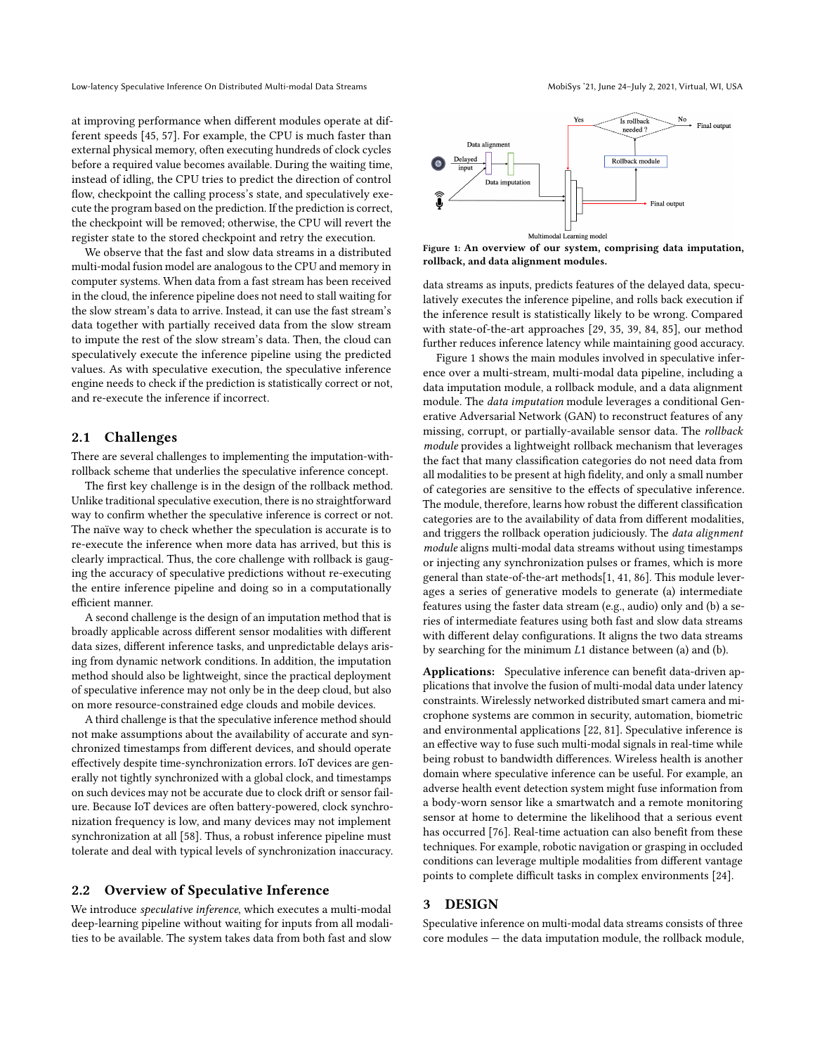at improving performance when different modules operate at different speeds [45, 57]. For example, the CPU is much faster than external physical memory, often executing hundreds of clock cycles before a required value becomes available. During the waiting time, instead of idling, the CPU tries to predict the direction of control flow, checkpoint the calling process's state, and speculatively execute the program based on the prediction. If the prediction is correct, the checkpoint will be removed; otherwise, the CPU will revert the register state to the stored checkpoint and retry the execution.

We observe that the fast and slow data streams in a distributed multi-modal fusion model are analogous to the CPU and memory in computer systems. When data from a fast stream has been received in the cloud, the inference pipeline does not need to stall waiting for the slow stream's data to arrive. Instead, it can use the fast stream's data together with partially received data from the slow stream to impute the rest of the slow stream's data. Then, the cloud can speculatively execute the inference pipeline using the predicted values. As with speculative execution, the speculative inference engine needs to check if the prediction is statistically correct or not, and re-execute the inference if incorrect.

## 2.1 Challenges

There are several challenges to implementing the imputation-with-rollback scheme that underlies the speculative inference concept.

The first key challenge is in the design of the rollback method. Unlike traditional speculative execution, there is no straightforward way to confirm whether the speculative inference is correct or not. The naïve way to check whether the speculation is accurate is to re-execute the inference when more data has arrived, but this is clearly impractical. Thus, the core challenge with rollback is gauging the accuracy of speculative predictions without re-executing the entire inference pipeline and doing so in a computationally efficient manner.

A second challenge is the design of an imputation method that is broadly applicable across different sensor modalities with different data sizes, different inference tasks, and unpredictable delays arising from dynamic network conditions. In addition, the imputation method should also be lightweight, since the practical deployment of speculative inference may not only be in the deep cloud, but also on more resource-constrained edge clouds and mobile devices.

A third challenge is that the speculative inference method should not make assumptions about the availability of accurate and synchronized timestamps from different devices, and should operate effectively despite time-synchronization errors. IoT devices are generally not tightly synchronized with a global clock, and timestamps on such devices may not be accurate due to clock drift or sensor failure. Because IoT devices are often battery-powered, clock synchronization frequency is low, and many devices may not implement synchronization at all [58]. Thus, a robust inference pipeline must tolerate and deal with typical levels of synchronization inaccuracy.

## 2.2 Overview of Speculative Inference

We introduce *speculative inference*, which executes a multi-modal deep-learning pipeline without waiting for inputs from all modalities to be available. The system takes data from both fast and slow

**Figure 1: An overview of our system, comprising data imputation, rollback, and data alignment modules.**

data streams as inputs, predicts features of the delayed data, speculatively executes the inference pipeline, and rolls back execution if the inference result is statistically likely to be wrong. Compared with state-of-the-art approaches [29, 35, 39, 84, 85], our method further reduces inference latency while maintaining good accuracy.

Figure 1 shows the main modules involved in speculative inference over a multi-stream, multi-modal data pipeline, including a data imputation module, a rollback module, and a data alignment module. The *data imputation* module leverages a conditional Generative Adversarial Network (GAN) to reconstruct features of any missing, corrupt, or partially-available sensor data. The *rollback module* provides a lightweight rollback mechanism that leverages the fact that many classification categories do not need data from all modalities to be present at high fidelity, and only a small number of categories are sensitive to the effects of speculative inference. The module, therefore, learns how robust the different classification categories are to the availability of data from different modalities, and triggers the rollback operation judiciously. The *data alignment module* aligns multi-modal data streams without using timestamps or injecting any synchronization pulses or frames, which is more general than state-of-the-art methods[1, 41, 86]. This module leverages a series of generative models to generate (a) intermediate features using the faster data stream (e.g., audio) only and (b) a series of intermediate features using both fast and slow data streams with different delay configurations. It aligns the two data streams by searching for the minimum $L1$ distance between (a) and (b).

**Applications:** Speculative inference can benefit data-driven applications that involve the fusion of multi-modal data under latency constraints. Wirelessly networked distributed smart camera and microphone systems are common in security, automation, biometric and environmental applications [22, 81]. Speculative inference is an effective way to fuse such multi-modal signals in real-time while being robust to bandwidth differences. Wireless health is another domain where speculative inference can be useful. For example, an adverse health event detection system might fuse information from a body-worn sensor like a smartwatch and a remote monitoring sensor at home to determine the likelihood that a serious event has occurred [76]. Real-time actuation can also benefit from these techniques. For example, robotic navigation or grasping in occluded conditions can leverage multiple modalities from different vantage points to complete difficult tasks in complex environments [24].

# 3 DESIGN

Speculative inference on multi-modal data streams consists of three core modules — the data imputation module, the rollback module,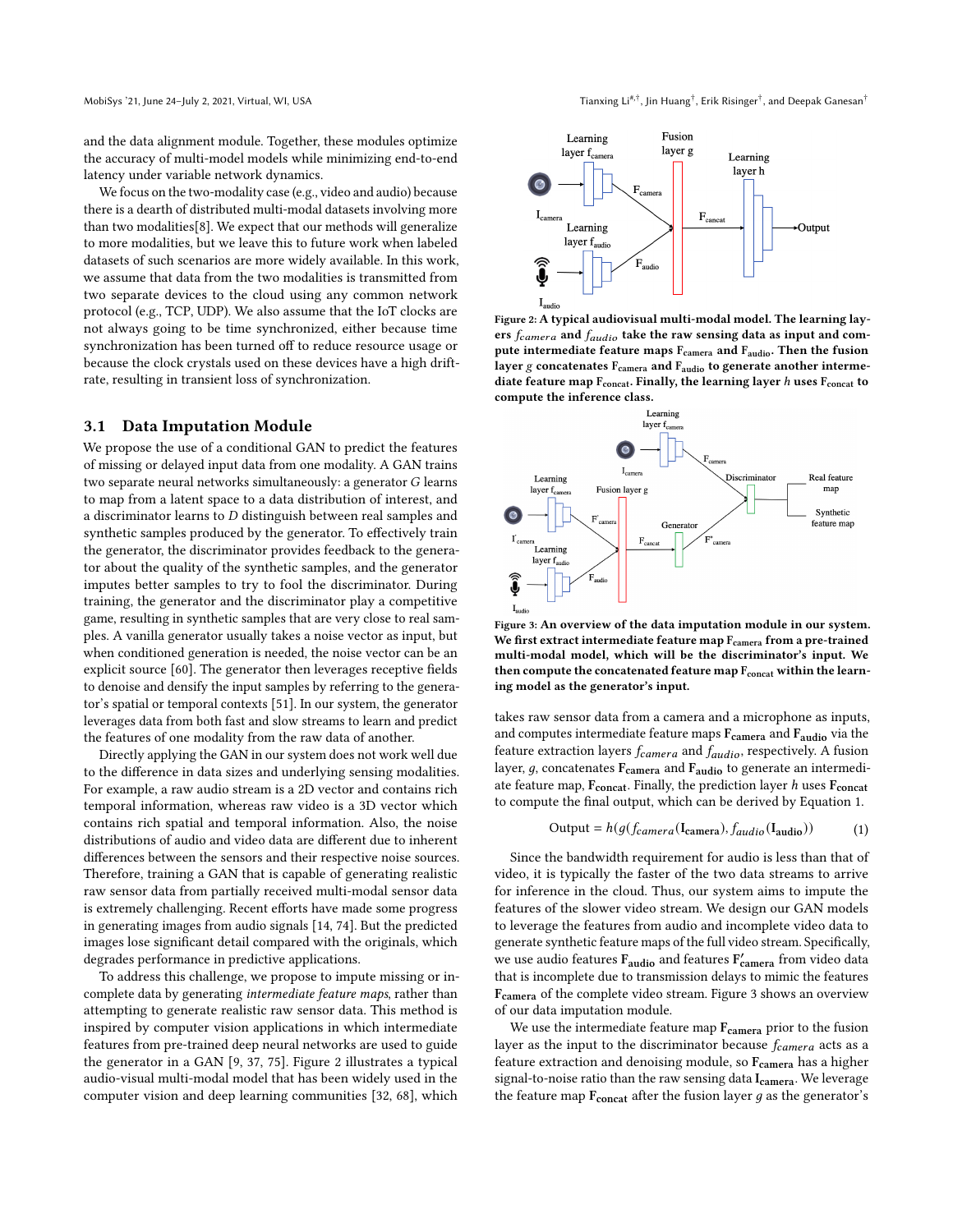and the data alignment module. Together, these modules optimize the accuracy of multi-model models while minimizing end-to-end latency under variable network dynamics.

We focus on the two-modality case (e.g., video and audio) because there is a dearth of distributed multi-modal datasets involving more than two modalities[8]. We expect that our methods will generalize to more modalities, but we leave this to future work when labeled datasets of such scenarios are more widely available. In this work, we assume that data from the two modalities is transmitted from two separate devices to the cloud using any common network protocol (e.g., TCP, UDP). We also assume that the IoT clocks are not always going to be time synchronized, either because time synchronization has been turned off to reduce resource usage or because the clock crystals used on these devices have a high drift-rate, resulting in transient loss of synchronization.

## 3.1 Data Imputation Module

We propose the use of a conditional GAN to predict the features of missing or delayed input data from one modality. A GAN trains two separate neural networks simultaneously: a generator $G$ learns to map from a latent space to a data distribution of interest, and a discriminator learns to $D$ distinguish between real samples and synthetic samples produced by the generator. To effectively train the generator, the discriminator provides feedback to the generator about the quality of the synthetic samples, and the generator imputes better samples to try to fool the discriminator. During training, the generator and the discriminator play a competitive game, resulting in synthetic samples that are very close to real samples. A vanilla generator usually takes a noise vector as input, but when conditioned generation is needed, the noise vector can be an explicit source [60]. The generator then leverages receptive fields to denoise and densify the input samples by referring to the generator's spatial or temporal contexts [51]. In our system, the generator leverages data from both fast and slow streams to learn and predict the features of one modality from the raw data of another.

Directly applying the GAN in our system does not work well due to the difference in data sizes and underlying sensing modalities. For example, a raw audio stream is a 2D vector and contains rich temporal information, whereas raw video is a 3D vector which contains rich spatial and temporal information. Also, the noise distributions of audio and video data are different due to inherent differences between the sensors and their respective noise sources. Therefore, training a GAN that is capable of generating realistic raw sensor data from partially received multi-modal sensor data is extremely challenging. Recent efforts have made some progress in generating images from audio signals [14, 74]. But the predicted images lose significant detail compared with the originals, which degrades performance in predictive applications.

To address this challenge, we propose to impute missing or incomplete data by generating *intermediate feature maps*, rather than attempting to generate realistic raw sensor data. This method is inspired by computer vision applications in which intermediate features from pre-trained deep neural networks are used to guide the generator in a GAN [9, 37, 75]. Figure 2 illustrates a typical audio-visual multi-modal model that has been widely used in the computer vision and deep learning communities [32, 68], which

**Figure 2: A typical audiovisual multi-modal model. The learning layers $f_{camera}$ and $f_{audio}$ take the raw sensing data as input and compute intermediate feature maps $\mathbf{F_{camera}}$ and $\mathbf{F_{audio}}$. Then the fusion layer $g$ concatenates $\mathbf{F_{camera}}$ and $\mathbf{F_{audio}}$ to generate another intermediate feature map $\mathbf{F_{concat}}$. Finally, the learning layer $h$ uses $\mathbf{F_{concat}}$ to compute the inference class.**

**Figure 3: An overview of the data imputation module in our system. We first extract intermediate feature map $\mathbf{F_{camera}}$ from a pre-trained multi-modal model, which will be the discriminator's input. We then compute the concatenated feature map $\mathbf{F_{concat}}$ within the learning model as the generator's input.**

takes raw sensor data from a camera and a microphone as inputs, and computes intermediate feature maps $\mathbf{F_{camera}}$ and $\mathbf{F_{audio}}$ via the feature extraction layers $f_{camera}$ and $f_{audio}$, respectively. A fusion layer, $g$, concatenates $\mathbf{F_{camera}}$ and $\mathbf{F_{audio}}$ to generate an intermediate feature map, $\mathbf{F_{concat}}$. Finally, the prediction layer $h$ uses $\mathbf{F_{concat}}$ to compute the final output, which can be derived by Equation 1.

$$\text{Output} = h(g(f_{camera}(\mathbf{I_{camera}}), f_{audio}(\mathbf{I_{audio}})) \tag{1}$$

Since the bandwidth requirement for audio is less than that of video, it is typically the faster of the two data streams to arrive for inference in the cloud. Thus, our system aims to impute the features of the slower video stream. We design our GAN models to leverage the features from audio and incomplete video data to generate synthetic feature maps of the full video stream. Specifically, we use audio features $\mathbf{F_{audio}}$ and features $\mathbf{F'_{camera}}$ from video data that is incomplete due to transmission delays to mimic the features $\mathbf{F_{camera}}$ of the complete video stream. Figure 3 shows an overview of our data imputation module.

We use the intermediate feature map $\mathbf{F_{camera}}$ prior to the fusion layer as the input to the discriminator because $f_{camera}$ acts as a feature extraction and denoising module, so $\mathbf{F_{camera}}$ has a higher signal-to-noise ratio than the raw sensing data $\mathbf{I_{camera}}$. We leverage the feature map $\mathbf{F_{concat}}$ after the fusion layer $g$ as the generator's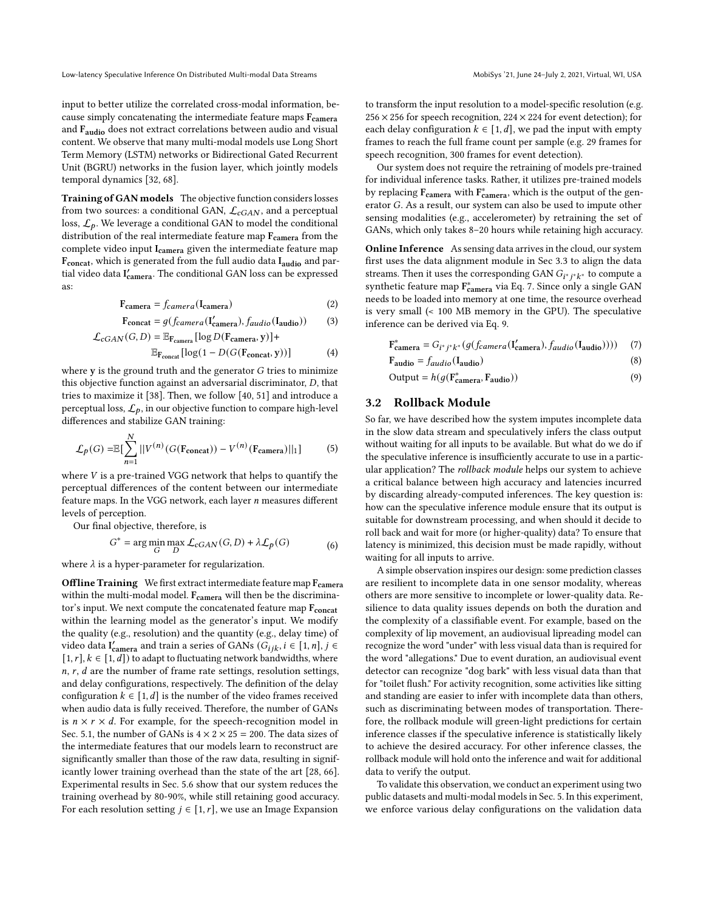input to better utilize the correlated cross-modal information, because simply concatenating the intermediate feature maps $\mathbf{F_{camera}}$ and $\mathbf{F_{audio}}$ does not extract correlations between audio and visual content. We observe that many multi-modal models use Long Short Term Memory (LSTM) networks or Bidirectional Gated Recurrent Unit (BGRU) networks in the fusion layer, which jointly models temporal dynamics [32, 68].

**Training of GAN models** The objective function considers losses from two sources: a conditional GAN, $\mathcal{L}_{cGAN}$, and a perceptual loss, $\mathcal{L}_p$. We leverage a conditional GAN to model the conditional distribution of the real intermediate feature map $\mathbf{F_{camera}}$ from the complete video input $\mathbf{I_{camera}}$ given the intermediate feature map $\mathbf{F_{concat}}$, which is generated from the full audio data $\mathbf{I_{audio}}$ and partial video data $\mathbf{I'_{camera}}$. The conditional GAN loss can be expressed as:

$$\mathbf{F_{camera}} = f_{camera}(\mathbf{I_{camera}}) \tag{2}$$

$$\mathbf{F_{concat}} = g(f_{camera}(\mathbf{I'_{camera}}), f_{audio}(\mathbf{I_{audio}})) \tag{3}$$

$$\mathcal{L}_{cGAN}(G, D) = \mathbb{E}_{\mathbf{F_{camera}}}[\log D(\mathbf{F_{camera}}, \mathbf{y})] + \mathbb{E}_{\mathbf{F_{concat}}}[\log(1 - D(G(\mathbf{F_{concat}}, \mathbf{y}))] \tag{4}$$

where $\mathbf{y}$ is the ground truth and the generator $G$ tries to minimize this objective function against an adversarial discriminator, $D$, that tries to maximize it [38]. Then, we follow [40, 51] and introduce a perceptual loss, $\mathcal{L}_p$, in our objective function to compare high-level differences and stabilize GAN training:

$$\mathcal{L}_p(G) = \mathbb{E}[\sum_{n=1}^{N} ||V^{(n)}(G(\mathbf{F_{concat}})) - V^{(n)}(\mathbf{F_{camera}})||_1] \tag{5}$$

where $V$ is a pre-trained VGG network that helps to quantify the perceptual differences of the content between our intermediate feature maps. In the VGG network, each layer $n$ measures different levels of perception.

Our final objective, therefore, is

$$G^* = \arg\min_G \max_D \mathcal{L}_{cGAN}(G, D) + \lambda \mathcal{L}_p(G) \tag{6}$$

where $\lambda$ is a hyper-parameter for regularization.

**Offline Training** We first extract intermediate feature map $\mathbf{F_{camera}}$ within the multi-modal model. $\mathbf{F_{camera}}$ will then be the discriminator's input. We next compute the concatenated feature map $\mathbf{F_{concat}}$ within the learning model as the generator's input. We modify the quality (e.g., resolution) and the quantity (e.g., delay time) of video data $\mathbf{I'_{camera}}$ and train a series of GANs ($G_{ijk}, i \in [1, n], j \in [1, r], k \in [1, d]$) to adapt to fluctuating network bandwidths, where $n$, $r$, $d$ are the number of frame rate settings, resolution settings, and delay configurations, respectively. The definition of the delay configuration $k \in [1, d]$ is the number of the video frames received when audio data is fully received. Therefore, the number of GANs is $n \times r \times d$. For example, for the speech-recognition model in Sec. 5.1, the number of GANs is $4 \times 2 \times 25 = 200$. The data sizes of the intermediate features that our models learn to reconstruct are significantly smaller than those of the raw data, resulting in significantly lower training overhead than the state of the art [28, 66]. Experimental results in Sec. 5.6 show that our system reduces the training overhead by 80-90%, while still retaining good accuracy. For each resolution setting $j \in [1, r]$, we use an Image Expansion to transform the input resolution to a model-specific resolution (e.g. $256 \times 256$ for speech recognition, $224 \times 224$ for event detection); for each delay configuration $k \in [1, d]$, we pad the input with empty frames to reach the full frame count per sample (e.g. 29 frames for speech recognition, 300 frames for event detection).

Our system does not require the retraining of models pre-trained for individual inference tasks. Rather, it utilizes pre-trained models by replacing $\mathbf{F_{camera}}$ with $\mathbf{F^*_{camera}}$, which is the output of the generator $G$. As a result, our system can also be used to impute other sensing modalities (e.g., accelerometer) by retraining the set of GANs, which only takes 8–20 hours while retaining high accuracy.

**Online Inference** As sensing data arrives in the cloud, our system first uses the data alignment module in Sec 3.3 to align the data streams. Then it uses the corresponding GAN $G_{i^*j^*k^*}$ to compute a synthetic feature map $\mathbf{F^*_{camera}}$ via Eq. 7. Since only a single GAN needs to be loaded into memory at one time, the resource overhead is very small (< 100 MB memory in the GPU). The speculative inference can be derived via Eq. 9.

$$\mathbf{F^*_{camera}} = G_{i^*j^*k^*}(g(f_{camera}(\mathbf{I'_{camera}}), f_{audio}(\mathbf{I_{audio}}))) \tag{7}$$

$$\mathbf{F_{audio}} = f_{audio}(\mathbf{I_{audio}}) \tag{8}$$

$$\text{Output} = h(g(\mathbf{F^*_{camera}}, \mathbf{F_{audio}})) \tag{9}$$

## 3.2 Rollback Module

So far, we have described how the system imputes incomplete data in the slow data stream and speculatively infers the class output without waiting for all inputs to be available. But what do we do if the speculative inference is insufficiently accurate to use in a particular application? The *rollback module* helps our system to achieve a critical balance between high accuracy and latencies incurred by discarding already-computed inferences. The key question is: how can the speculative inference module ensure that its output is suitable for downstream processing, and when should it decide to roll back and wait for more (or higher-quality) data? To ensure that latency is minimized, this decision must be made rapidly, without waiting for all inputs to arrive.

A simple observation inspires our design: some prediction classes are resilient to incomplete data in one sensor modality, whereas others are more sensitive to incomplete or lower-quality data. Resilience to data quality issues depends on both the duration and the complexity of a classifiable event. For example, based on the complexity of lip movement, an audiovisual lipreading model can recognize the word "under" with less visual data than is required for the word "allegations." Due to event duration, an audiovisual event detector can recognize "dog bark" with less visual data than that for "toilet flush." For activity recognition, some activities like sitting and standing are easier to infer with incomplete data than others, such as discriminating between modes of transportation. Therefore, the rollback module will green-light predictions for certain inference classes if the speculative inference is statistically likely to achieve the desired accuracy. For other inference classes, the rollback module will hold onto the inference and wait for additional data to verify the output.

To validate this observation, we conduct an experiment using two public datasets and multi-modal models in Sec. 5. In this experiment, we enforce various delay configurations on the validation data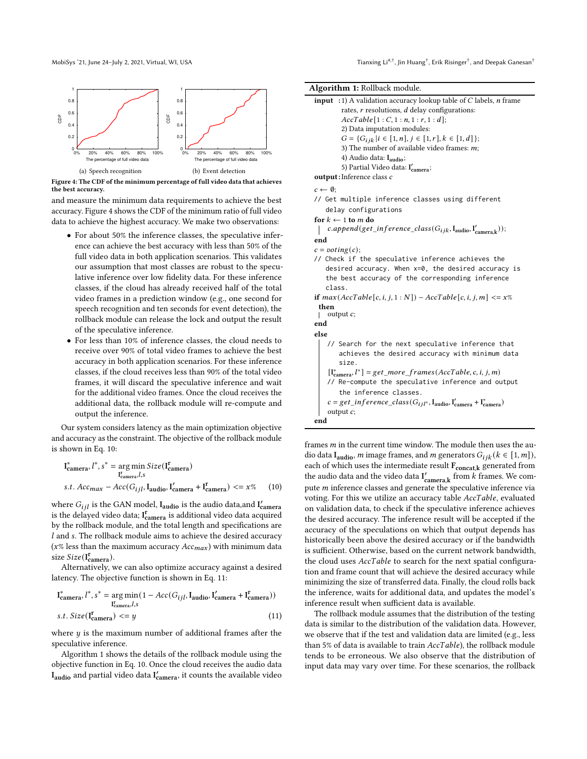Figure 4: The CDF of the minimum percentage of full video data that achieves the best accuracy.

(a) Speech recognition

(b) Event detection

and measure the minimum data requirements to achieve the best accuracy. Figure 4 shows the CDF of the minimum ratio of full video data to achieve the highest accuracy. We make two observations:

- For about 50% the inference classes, the speculative inference can achieve the best accuracy with less than 50% of the full video data in both application scenarios. This validates our assumption that most classes are robust to the speculative inference over low fidelity data. For these inference classes, if the cloud has already received half of the total video frames in a prediction window (e.g., one second for speech recognition and ten seconds for event detection), the rollback module can release the lock and output the result of the speculative inference.
- For less than 10% of inference classes, the cloud needs to receive over 90% of total video frames to achieve the best accuracy in both application scenarios. For these inference classes, if the cloud receives less than 90% of the total video frames, it will discard the speculative inference and wait for the additional video frames. Once the cloud receives the additional data, the rollback module will re-compute and output the inference.

Our system considers latency as the main optimization objective and accuracy as the constraint. The objective of the rollback module is shown in Eq. 10:

$$\mathbf{I}^*_{\mathbf{camera}}, l^*, s^* = \underset{\mathbf{I}^{\mathbf{r}}_{\mathbf{camera}}, l, s}{\arg\min}\, Size(\mathbf{I}^{\mathbf{r}}_{\mathbf{camera}})$$
$$s.t.\ Acc_{max} - Acc(G_{ijl}, \mathbf{I}_{\mathbf{audio}}, \mathbf{I}'_{\mathbf{camera}} + \mathbf{I}^{\mathbf{r}}_{\mathbf{camera}}) <= x\% \tag{10}$$

where $G_{ijl}$ is the GAN model, $\mathbf{I}_{\mathbf{audio}}$ is the audio data,and $\mathbf{I}'_{\mathbf{camera}}$ is the delayed video data; $\mathbf{I}^{\mathbf{r}}_{\mathbf{camera}}$ is additional video data acquired by the rollback module, and the total length and specifications are $l$ and $s$. The rollback module aims to achieve the desired accuracy ($x$% less than the maximum accuracy $Acc_{max}$) with minimum data size $Size(\mathbf{I}^{\mathbf{r}}_{\mathbf{camera}})$.

Alternatively, we can also optimize accuracy against a desired latency. The objective function is shown in Eq. 11:

$$\mathbf{I}^*_{\mathbf{camera}}, l^*, s^* = \underset{\mathbf{I}^{\mathbf{r}}_{\mathbf{camera}}, l, s}{\arg\min}(1 - Acc(G_{ijl}, \mathbf{I}_{\mathbf{audio}}, \mathbf{I}'_{\mathbf{camera}} + \mathbf{I}^{\mathbf{r}}_{\mathbf{camera}}))$$
$$s.t.\ Size(\mathbf{I}^{\mathbf{r}}_{\mathbf{camera}}) <= y \tag{11}$$

where $y$ is the maximum number of additional frames after the speculative inference.

Algorithm 1 shows the details of the rollback module using the objective function in Eq. 10. Once the cloud receives the audio data $\mathbf{I}_{\mathbf{audio}}$ and partial video data $\mathbf{I}'_{\mathbf{camera}}$, it counts the available video frames $m$ in the current time window. The module then uses the audio data $\mathbf{I}_{\mathbf{audio}}$, $m$ image frames, and $m$ generators $G_{ijk} (k \in [1, m])$, each of which uses the intermediate result $\mathbf{F}_{\mathbf{concat,k}}$ generated from the audio data and the video data $\mathbf{I}'_{\mathbf{camera,k}}$ from $k$ frames. We compute $m$ inference classes and generate the speculative inference via voting. For this we utilize an accuracy table $AccTable$, evaluated on validation data, to check if the speculative inference achieves the desired accuracy. The inference result will be accepted if the accuracy of the speculations on which that output depends has historically been above the desired accuracy or if the bandwidth is sufficient. Otherwise, based on the current network bandwidth, the cloud uses $AccTable$ to search for the next spatial configuration and frame count that will achieve the desired accuracy while minimizing the size of transferred data. Finally, the cloud rolls back the inference, waits for additional data, and updates the model's inference result when sufficient data is available.

The rollback module assumes that the distribution of the testing data is similar to the distribution of the validation data. However, we observe that if the test and validation data are limited (e.g., less than 5% of data is available to train $AccTable$), the rollback module tends to be erroneous. We also observe that the distribution of input data may vary over time. For these scenarios, the rollback

**Algorithm 1:** Rollback module.

**input** :1) A validation accuracy lookup table of $C$ labels, $n$ frame rates, $r$ resolutions, $d$ delay configurations: $AccTable[1:C, 1:n, 1:r, 1:d]$;
2) Data imputation modules: $G = \{G_{ijk} | i \in [1, n], j \in [1, r], k \in [1, d]\}$;
3) The number of available video frames: $m$;
4) Audio data: $\mathbf{I}_{\mathbf{audio}}$;
5) Partial Video data: $\mathbf{I}'_{\mathbf{camera}}$;

**output**:Inference class $c$

```
c ← ∅;
// Get multiple inference classes using different
   delay configurations
for k ← 1 to m do
 | c.append(get_inference_class(G_ijk, I_audio, I'_camera,k));
end
c = voting(c);
// Check if the speculative inference achieves the
   desired accuracy. When x=0, the desired accuracy is
   the best accuracy of the corresponding inference
   class.
if max(AccTable[c, i, j, 1 : N]) − AccTable[c, i, j, m] <= x%
 then
 | output c;
end
else
 | // Search for the next speculative inference that
 |    achieves the desired accuracy with minimum data
 |    size.
 | [I*_camera, l*] = get_more_frames(AccTable, c, i, j, m)
 | // Re-compute the speculative inference and output
 |    the inference classes.
 | c = get_inference_class(G_ijl*, I_audio, I'_camera + I*_camera)
 | output c;
end
```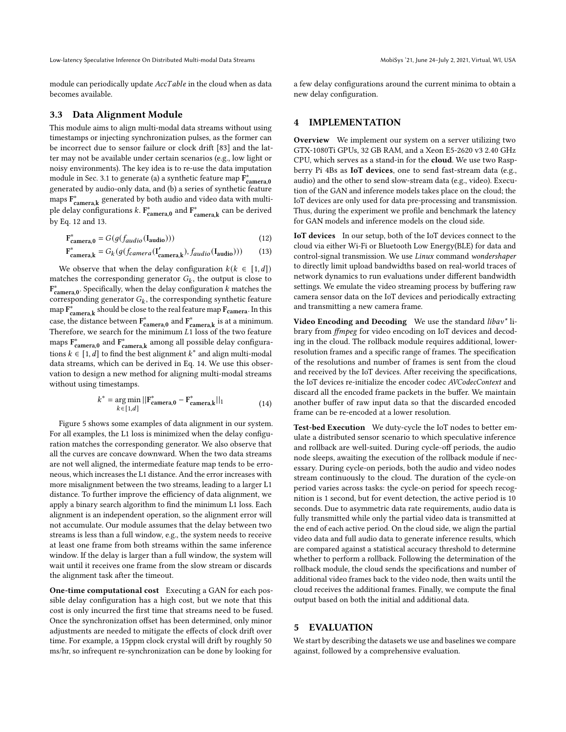module can periodically update *AccTable* in the cloud when as data becomes available.

### 3.3 Data Alignment Module

This module aims to align multi-modal data streams without using timestamps or injecting synchronization pulses, as the former can be incorrect due to sensor failure or clock drift [83] and the latter may not be available under certain scenarios (e.g., low light or noisy environments). The key idea is to re-use the data imputation module in Sec. 3.1 to generate (a) a synthetic feature map $\mathbf{F}^*_{\mathbf{camera,0}}$ generated by audio-only data, and (b) a series of synthetic feature maps $\mathbf{F}^*_{\mathbf{camera,k}}$ generated by both audio and video data with multiple delay configurations $k$. $\mathbf{F}^*_{\mathbf{camera,0}}$ and $\mathbf{F}^*_{\mathbf{camera,k}}$ can be derived by Eq. 12 and 13.

$$\mathbf{F}^*_{\mathbf{camera,0}} = G(g(f_{audio}(\mathbf{I_{audio}}))) \tag{12}$$

$$\mathbf{F}^*_{\mathbf{camera,k}} = G_k(g(f_{camera}(\mathbf{I'_{camera,k}}), f_{audio}(\mathbf{I_{audio}}))) \tag{13}$$

We observe that when the delay configuration $k (k \in [1, d])$ matches the corresponding generator $G_k$, the output is close to $\mathbf{F}^*_{\mathbf{camera,0}}$. Specifically, when the delay configuration $k$ matches the corresponding generator $G_k$, the corresponding synthetic feature map $\mathbf{F}^*_{\mathbf{camera,k}}$ should be close to the real feature map $\mathbf{F_{camera}}$. In this case, the distance between $\mathbf{F}^*_{\mathbf{camera,0}}$ and $\mathbf{F}^*_{\mathbf{camera,k}}$ is at a minimum. Therefore, we search for the minimum $L1$ loss of the two feature maps $\mathbf{F}^*_{\mathbf{camera,0}}$ and $\mathbf{F}^*_{\mathbf{camera,k}}$ among all possible delay configurations $k \in [1, d]$ to find the best alignment $k^*$ and align multi-modal data streams, which can be derived in Eq. 14. We use this observation to design a new method for aligning multi-modal streams without using timestamps.

$$k^* = \underset{k \in [1,d]}{\arg\min} ||\mathbf{F}^*_{\mathbf{camera,0}} - \mathbf{F}^*_{\mathbf{camera,k}}||_1 \tag{14}$$

Figure 5 shows some examples of data alignment in our system. For all examples, the L1 loss is minimized when the delay configuration matches the corresponding generator. We also observe that all the curves are concave downward. When the two data streams are not well aligned, the intermediate feature map tends to be erroneous, which increases the L1 distance. And the error increases with more misalignment between the two streams, leading to a larger L1 distance. To further improve the efficiency of data alignment, we apply a binary search algorithm to find the minimum L1 loss. Each alignment is an independent operation, so the alignment error will not accumulate. Our module assumes that the delay between two streams is less than a full window, e.g., the system needs to receive at least one frame from both streams within the same inference window. If the delay is larger than a full window, the system will wait until it receives one frame from the slow stream or discards the alignment task after the timeout.

**One-time computational cost** Executing a GAN for each possible delay configuration has a high cost, but we note that this cost is only incurred the first time that streams need to be fused. Once the synchronization offset has been determined, only minor adjustments are needed to mitigate the effects of clock drift over time. For example, a 15ppm clock crystal will drift by roughly 50 ms/hr, so infrequent re-synchronization can be done by looking for a few delay configurations around the current minima to obtain a new delay configuration.

## 4 IMPLEMENTATION

**Overview** We implement our system on a server utilizing two GTX-1080Ti GPUs, 32 GB RAM, and a Xeon E5-2620 v3 2.40 GHz CPU, which serves as a stand-in for the **cloud**. We use two Raspberry Pi 4Bs as **IoT devices**, one to send fast-stream data (e.g., audio) and the other to send slow-stream data (e.g., video). Execution of the GAN and inference models takes place on the cloud; the IoT devices are only used for data pre-processing and transmission. Thus, during the experiment we profile and benchmark the latency for GAN models and inference models on the cloud side.

**IoT devices** In our setup, both of the IoT devices connect to the cloud via either Wi-Fi or Bluetooth Low Energy(BLE) for data and control-signal transmission. We use *Linux* command *wondershaper* to directly limit upload bandwidths based on real-world traces of network dynamics to run evaluations under different bandwidth settings. We emulate the video streaming process by buffering raw camera sensor data on the IoT devices and periodically extracting and transmitting a new camera frame.

**Video Encoding and Decoding** We use the standard *libav\** library from *ffmpeg* for video encoding on IoT devices and decoding in the cloud. The rollback module requires additional, lower-resolution frames and a specific range of frames. The specification of the resolutions and number of frames is sent from the cloud and received by the IoT devices. After receiving the specifications, the IoT devices re-initialize the encoder codec *AVCodecContext* and discard all the encoded frame packets in the buffer. We maintain another buffer of raw input data so that the discarded encoded frame can be re-encoded at a lower resolution.

**Test-bed Execution** We duty-cycle the IoT nodes to better emulate a distributed sensor scenario to which speculative inference and rollback are well-suited. During cycle-off periods, the audio node sleeps, awaiting the execution of the rollback module if necessary. During cycle-on periods, both the audio and video nodes stream continuously to the cloud. The duration of the cycle-on period varies across tasks: the cycle-on period for speech recognition is 1 second, but for event detection, the active period is 10 seconds. Due to asymmetric data rate requirements, audio data is fully transmitted while only the partial video data is transmitted at the end of each active period. On the cloud side, we align the partial video data and full audio data to generate inference results, which are compared against a statistical accuracy threshold to determine whether to perform a rollback. Following the determination of the rollback module, the cloud sends the specifications and number of additional video frames back to the video node, then waits until the cloud receives the additional frames. Finally, we compute the final output based on both the initial and additional data.

## 5 EVALUATION

We start by describing the datasets we use and baselines we compare against, followed by a comprehensive evaluation.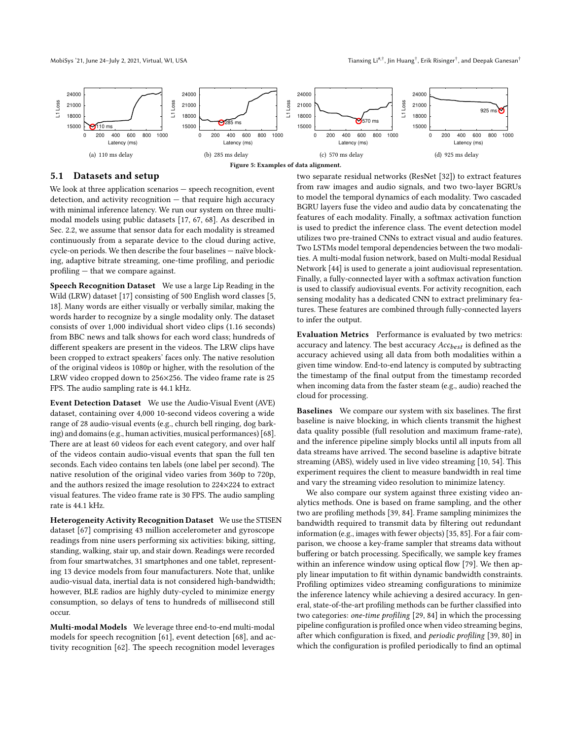(a) 110 ms delay

(b) 285 ms delay

(c) 570 ms delay

(d) 925 ms delay

**Figure 5: Examples of data alignment.**

## 5.1 Datasets and setup

We look at three application scenarios — speech recognition, event detection, and activity recognition — that require high accuracy with minimal inference latency. We run our system on three multi-modal models using public datasets [17, 67, 68]. As described in Sec. 2.2, we assume that sensor data for each modality is streamed continuously from a separate device to the cloud during active, cycle-on periods. We then describe the four baselines — naïve blocking, adaptive bitrate streaming, one-time profiling, and periodic profiling — that we compare against.

**Speech Recognition Dataset** We use a large Lip Reading in the Wild (LRW) dataset [17] consisting of 500 English word classes [5, 18]. Many words are either visually or verbally similar, making the words harder to recognize by a single modality only. The dataset consists of over 1,000 individual short video clips (1.16 seconds) from BBC news and talk shows for each word class; hundreds of different speakers are present in the videos. The LRW clips have been cropped to extract speakers' faces only. The native resolution of the original videos is 1080p or higher, with the resolution of the LRW video cropped down to 256×256. The video frame rate is 25 FPS. The audio sampling rate is 44.1 kHz.

**Event Detection Dataset** We use the Audio-Visual Event (AVE) dataset, containing over 4,000 10-second videos covering a wide range of 28 audio-visual events (e.g., church bell ringing, dog barking) and domains (e.g., human activities, musical performances) [68]. There are at least 60 videos for each event category, and over half of the videos contain audio-visual events that span the full ten seconds. Each video contains ten labels (one label per second). The native resolution of the original video varies from 360p to 720p, and the authors resized the image resolution to 224×224 to extract visual features. The video frame rate is 30 FPS. The audio sampling rate is 44.1 kHz.

**Heterogeneity Activity Recognition Dataset** We use the STISEN dataset [67] comprising 43 million accelerometer and gyroscope readings from nine users performing six activities: biking, sitting, standing, walking, stair up, and stair down. Readings were recorded from four smartwatches, 31 smartphones and one tablet, representing 13 device models from four manufacturers. Note that, unlike audio-visual data, inertial data is not considered high-bandwidth; however, BLE radios are highly duty-cycled to minimize energy consumption, so delays of tens to hundreds of millisecond still occur.

**Multi-modal Models** We leverage three end-to-end multi-modal models for speech recognition [61], event detection [68], and activity recognition [62]. The speech recognition model leverages two separate residual networks (ResNet [32]) to extract features from raw images and audio signals, and two two-layer BGRUs to model the temporal dynamics of each modality. Two cascaded BGRU layers fuse the video and audio data by concatenating the features of each modality. Finally, a softmax activation function is used to predict the inference class. The event detection model utilizes two pre-trained CNNs to extract visual and audio features. Two LSTMs model temporal dependencies between the two modalities. A multi-modal fusion network, based on Multi-modal Residual Network [44] is used to generate a joint audiovisual representation. Finally, a fully-connected layer with a softmax activation function is used to classify audiovisual events. For activity recognition, each sensing modality has a dedicated CNN to extract preliminary features. These features are combined through fully-connected layers to infer the output.

**Evaluation Metrics** Performance is evaluated by two metrics: accuracy and latency. The best accuracy $Acc_{best}$ is defined as the accuracy achieved using all data from both modalities within a given time window. End-to-end latency is computed by subtracting the timestamp of the final output from the timestamp recorded when incoming data from the faster steam (e.g., audio) reached the cloud for processing.

**Baselines** We compare our system with six baselines. The first baseline is naive blocking, in which clients transmit the highest data quality possible (full resolution and maximum frame-rate), and the inference pipeline simply blocks until all inputs from all data streams have arrived. The second baseline is adaptive bitrate streaming (ABS), widely used in live video streaming [10, 54]. This experiment requires the client to measure bandwidth in real time and vary the streaming video resolution to minimize latency.

We also compare our system against three existing video analytics methods. One is based on frame sampling, and the other two are profiling methods [39, 84]. Frame sampling minimizes the bandwidth required to transmit data by filtering out redundant information (e.g., images with fewer objects) [35, 85]. For a fair comparison, we choose a key-frame sampler that streams data without buffering or batch processing. Specifically, we sample key frames within an inference window using optical flow [79]. We then apply linear imputation to fit within dynamic bandwidth constraints. Profiling optimizes video streaming configurations to minimize the inference latency while achieving a desired accuracy. In general, state-of-the-art profiling methods can be further classified into two categories: *one-time profiling* [29, 84] in which the processing pipeline configuration is profiled once when video streaming begins, after which configuration is fixed, and *periodic profiling* [39, 80] in which the configuration is profiled periodically to find an optimal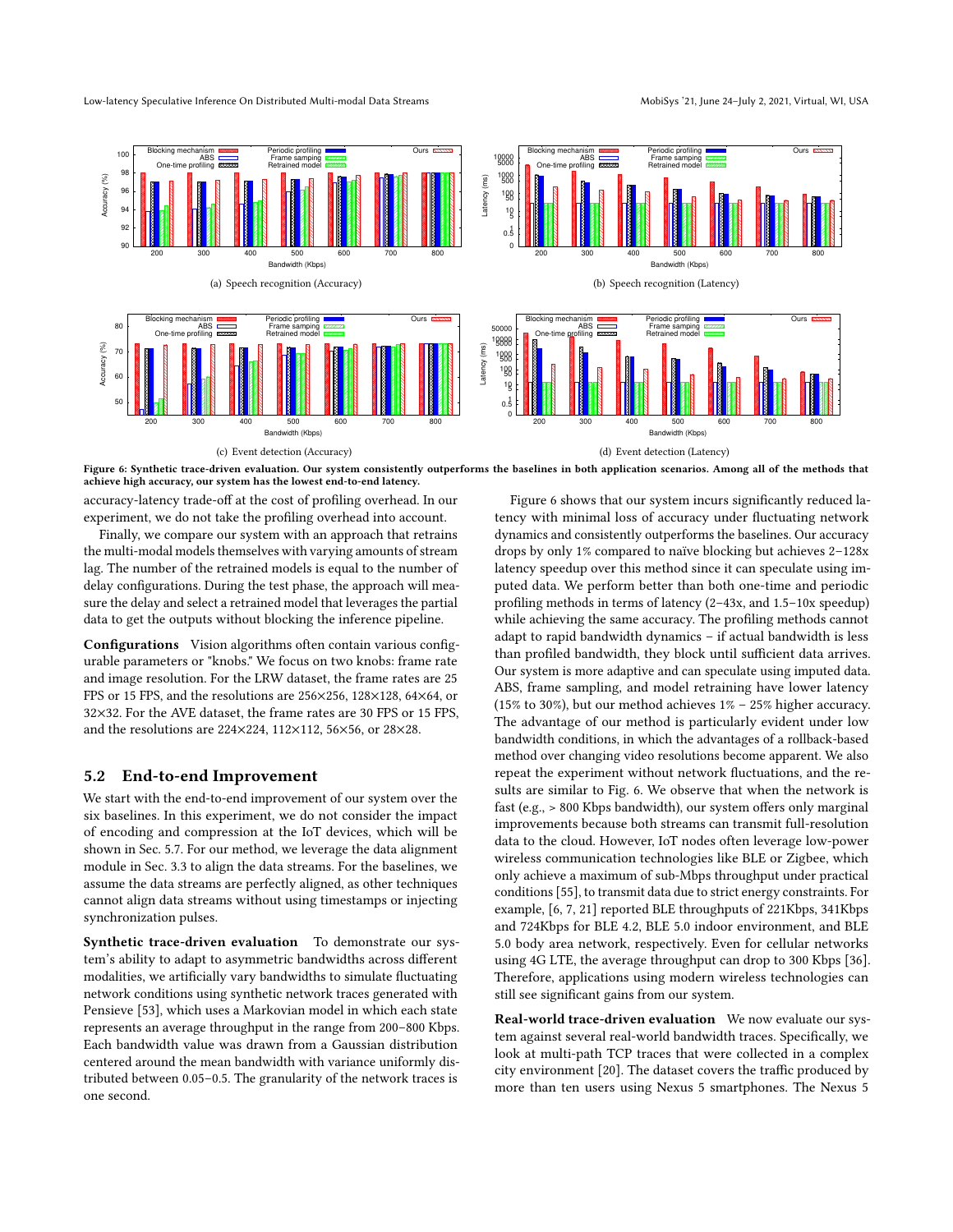(a) Speech recognition (Accuracy)

(b) Speech recognition (Latency)

(c) Event detection (Accuracy)

(d) Event detection (Latency)

**Figure 6: Synthetic trace-driven evaluation. Our system consistently outperforms the baselines in both application scenarios. Among all of the methods that achieve high accuracy, our system has the lowest end-to-end latency.**

accuracy-latency trade-off at the cost of profiling overhead. In our experiment, we do not take the profiling overhead into account.

Finally, we compare our system with an approach that retrains the multi-modal models themselves with varying amounts of stream lag. The number of the retrained models is equal to the number of delay configurations. During the test phase, the approach will measure the delay and select a retrained model that leverages the partial data to get the outputs without blocking the inference pipeline.

**Configurations** Vision algorithms often contain various configurable parameters or "knobs." We focus on two knobs: frame rate and image resolution. For the LRW dataset, the frame rates are 25 FPS or 15 FPS, and the resolutions are 256×256, 128×128, 64×64, or 32×32. For the AVE dataset, the frame rates are 30 FPS or 15 FPS, and the resolutions are 224×224, 112×112, 56×56, or 28×28.

## 5.2 End-to-end Improvement

We start with the end-to-end improvement of our system over the six baselines. In this experiment, we do not consider the impact of encoding and compression at the IoT devices, which will be shown in Sec. 5.7. For our method, we leverage the data alignment module in Sec. 3.3 to align the data streams. For the baselines, we assume the data streams are perfectly aligned, as other techniques cannot align data streams without using timestamps or injecting synchronization pulses.

**Synthetic trace-driven evaluation** To demonstrate our system's ability to adapt to asymmetric bandwidths across different modalities, we artificially vary bandwidths to simulate fluctuating network conditions using synthetic network traces generated with Pensieve [53], which uses a Markovian model in which each state represents an average throughput in the range from 200–800 Kbps. Each bandwidth value was drawn from a Gaussian distribution centered around the mean bandwidth with variance uniformly distributed between 0.05–0.5. The granularity of the network traces is one second.

Figure 6 shows that our system incurs significantly reduced latency with minimal loss of accuracy under fluctuating network dynamics and consistently outperforms the baselines. Our accuracy drops by only 1% compared to naïve blocking but achieves 2–128x latency speedup over this method since it can speculate using imputed data. We perform better than both one-time and periodic profiling methods in terms of latency (2–43x, and 1.5–10x speedup) while achieving the same accuracy. The profiling methods cannot adapt to rapid bandwidth dynamics – if actual bandwidth is less than profiled bandwidth, they block until sufficient data arrives. Our system is more adaptive and can speculate using imputed data. ABS, frame sampling, and model retraining have lower latency (15% to 30%), but our method achieves 1% – 25% higher accuracy. The advantage of our method is particularly evident under low bandwidth conditions, in which the advantages of a rollback-based method over changing video resolutions become apparent. We also repeat the experiment without network fluctuations, and the results are similar to Fig. 6. We observe that when the network is fast (e.g., > 800 Kbps bandwidth), our system offers only marginal improvements because both streams can transmit full-resolution data to the cloud. However, IoT nodes often leverage low-power wireless communication technologies like BLE or Zigbee, which only achieve a maximum of sub-Mbps throughput under practical conditions [55], to transmit data due to strict energy constraints. For example, [6, 7, 21] reported BLE throughputs of 221Kbps, 341Kbps and 724Kbps for BLE 4.2, BLE 5.0 indoor environment, and BLE 5.0 body area network, respectively. Even for cellular networks using 4G LTE, the average throughput can drop to 300 Kbps [36]. Therefore, applications using modern wireless technologies can still see significant gains from our system.

**Real-world trace-driven evaluation** We now evaluate our system against several real-world bandwidth traces. Specifically, we look at multi-path TCP traces that were collected in a complex city environment [20]. The dataset covers the traffic produced by more than ten users using Nexus 5 smartphones. The Nexus 5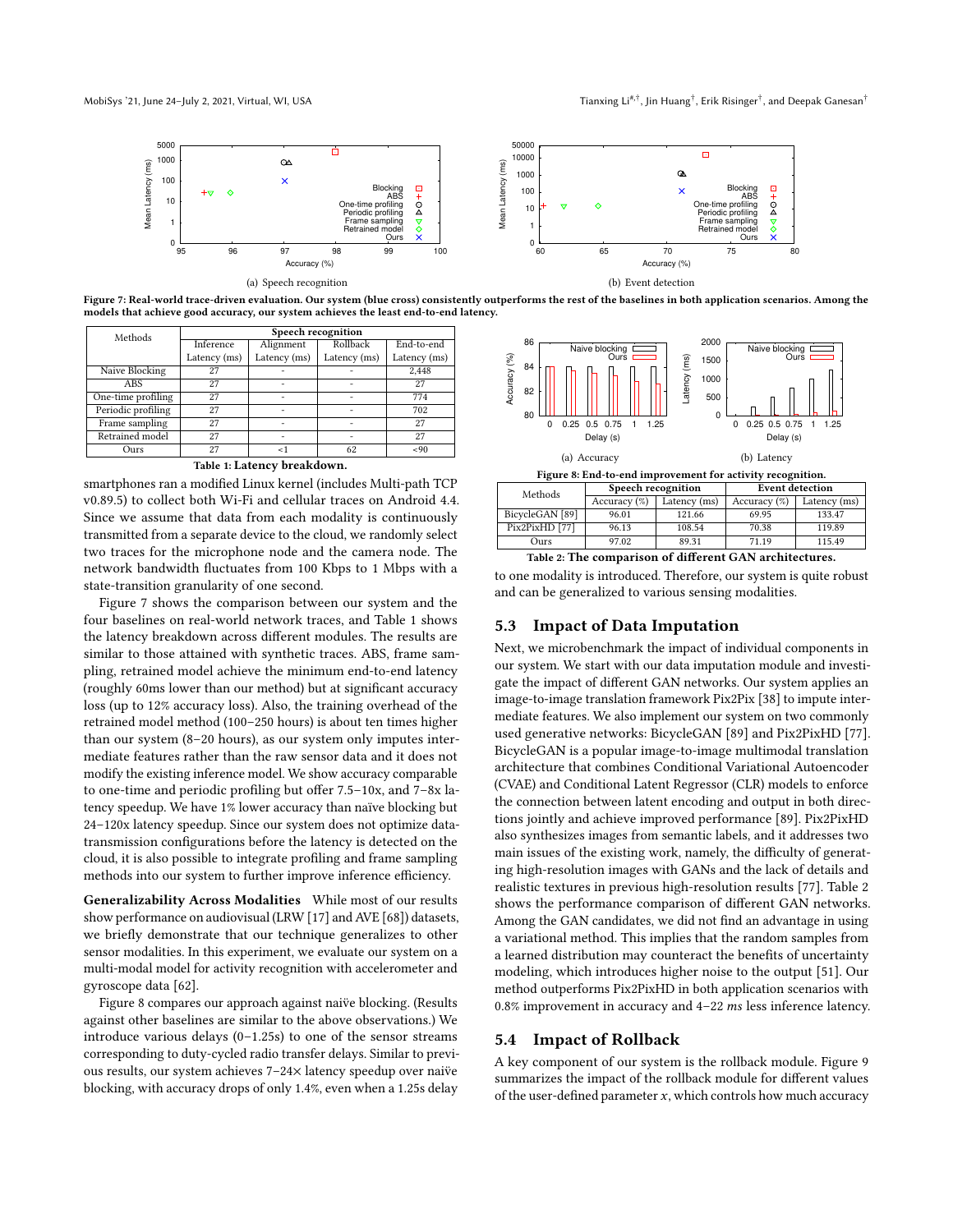(a) Speech recognition

(b) Event detection

**Figure 7: Real-world trace-driven evaluation. Our system (blue cross) consistently outperforms the rest of the baselines in both application scenarios. Among the models that achieve good accuracy, our system achieves the least end-to-end latency.**

| Methods | Speech recognition | | | |
|---|---|---|---|---|
| | Inference Latency (ms) | Alignment Latency (ms) | Rollback Latency (ms) | End-to-end Latency (ms) |
| Naive Blocking | 27 | - | - | 2,448 |
| ABS | 27 | - | - | 27 |
| One-time profiling | 27 | - | - | 774 |
| Periodic profiling | 27 | - | - | 702 |
| Frame sampling | 27 | - | - | 27 |
| Retrained model | 27 | - | - | 27 |
| Ours | 27 | <1 | 62 | <90 |

**Table 1: Latency breakdown.**

smartphones ran a modified Linux kernel (includes Multi-path TCP v0.89.5) to collect both Wi-Fi and cellular traces on Android 4.4. Since we assume that data from each modality is continuously transmitted from a separate device to the cloud, we randomly select two traces for the microphone node and the camera node. The network bandwidth fluctuates from 100 Kbps to 1 Mbps with a state-transition granularity of one second.

Figure 7 shows the comparison between our system and the four baselines on real-world network traces, and Table 1 shows the latency breakdown across different modules. The results are similar to those attained with synthetic traces. ABS, frame sampling, retrained model achieve the minimum end-to-end latency (roughly 60ms lower than our method) but at significant accuracy loss (up to 12% accuracy loss). Also, the training overhead of the retrained model method (100–250 hours) is about ten times higher than our system (8–20 hours), as our system only imputes intermediate features rather than the raw sensor data and it does not modify the existing inference model. We show accuracy comparable to one-time and periodic profiling but offer 7.5–10x, and 7–8x latency speedup. We have 1% lower accuracy than naïve blocking but 24–120x latency speedup. Since our system does not optimize data-transmission configurations before the latency is detected on the cloud, it is also possible to integrate profiling and frame sampling methods into our system to further improve inference efficiency.

**Generalizability Across Modalities** While most of our results show performance on audiovisual (LRW [17] and AVE [68]) datasets, we briefly demonstrate that our technique generalizes to other sensor modalities. In this experiment, we evaluate our system on a multi-modal model for activity recognition with accelerometer and gyroscope data [62].

Figure 8 compares our approach against naïve blocking. (Results against other baselines are similar to the above observations.) We introduce various delays (0–1.25s) to one of the sensor streams corresponding to duty-cycled radio transfer delays. Similar to previous results, our system achieves 7–24× latency speedup over naïve blocking, with accuracy drops of only 1.4%, even when a 1.25s delay

(a) Accuracy

(b) Latency

**Figure 8: End-to-end improvement for activity recognition.**

| Methods | Speech recognition | | Event detection | |
|---|---|---|---|---|
| | Accuracy (%) | Latency (ms) | Accuracy (%) | Latency (ms) |
| BicycleGAN [89] | 96.01 | 121.66 | 69.95 | 133.47 |
| Pix2PixHD [77] | 96.13 | 108.54 | 70.38 | 119.89 |
| Ours | 97.02 | 89.31 | 71.19 | 115.49 |

**Table 2: The comparison of different GAN architectures.**

to one modality is introduced. Therefore, our system is quite robust and can be generalized to various sensing modalities.

## 5.3 Impact of Data Imputation

Next, we microbenchmark the impact of individual components in our system. We start with our data imputation module and investigate the impact of different GAN networks. Our system applies an image-to-image translation framework Pix2Pix [38] to impute intermediate features. We also implement our system on two commonly used generative networks: BicycleGAN [89] and Pix2PixHD [77]. BicycleGAN is a popular image-to-image multimodal translation architecture that combines Conditional Variational Autoencoder (CVAE) and Conditional Latent Regressor (CLR) models to enforce the connection between latent encoding and output in both directions jointly and achieve improved performance [89]. Pix2PixHD also synthesizes images from semantic labels, and it addresses two main issues of the existing work, namely, the difficulty of generating high-resolution images with GANs and the lack of details and realistic textures in previous high-resolution results [77]. Table 2 shows the performance comparison of different GAN networks. Among the GAN candidates, we did not find an advantage in using a variational method. This implies that the random samples from a learned distribution may counteract the benefits of uncertainty modeling, which introduces higher noise to the output [51]. Our method outperforms Pix2PixHD in both application scenarios with 0.8% improvement in accuracy and 4–22 *ms* less inference latency.

## 5.4 Impact of Rollback

A key component of our system is the rollback module. Figure 9 summarizes the impact of the rollback module for different values of the user-defined parameter $x$, which controls how much accuracy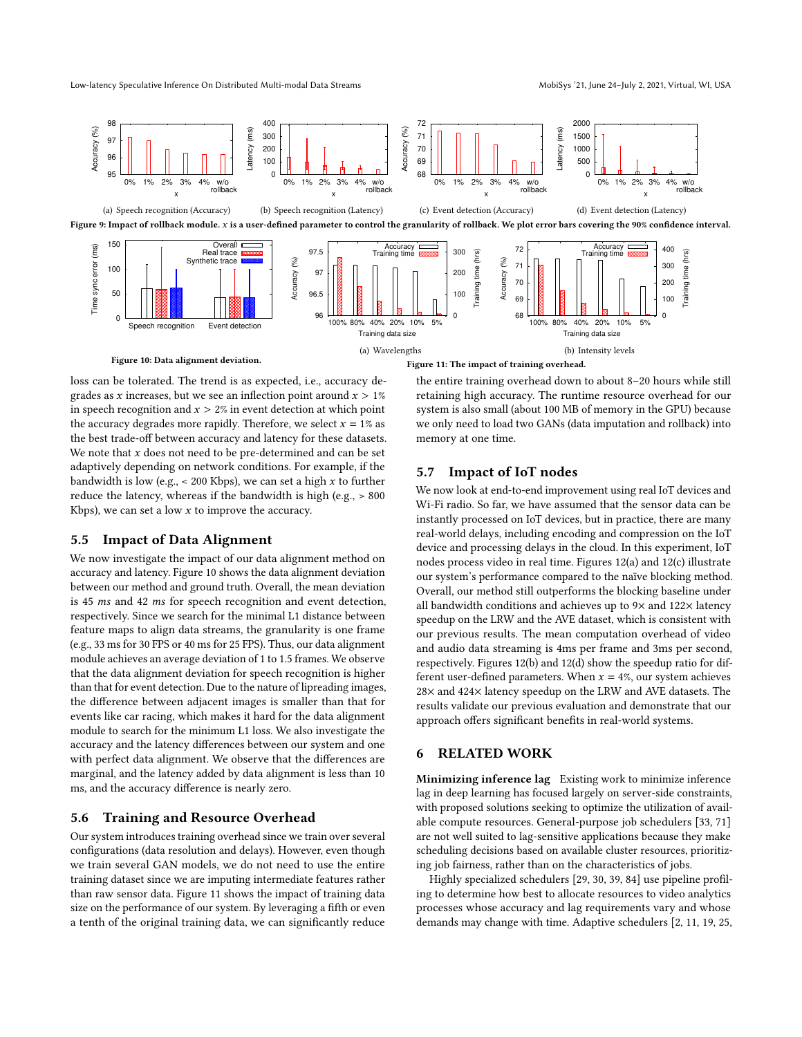(a) Speech recognition (Accuracy) (b) Speech recognition (Latency) (c) Event detection (Accuracy) (d) Event detection (Latency)

**Figure 9: Impact of rollback module. $x$ is a user-defined parameter to control the granularity of rollback. We plot error bars covering the 90% confidence interval.**

**Figure 10: Data alignment deviation.**

(a) Wavelengths (b) Intensity levels

**Figure 11: The impact of training overhead.**

loss can be tolerated. The trend is as expected, i.e., accuracy degrades as $x$ increases, but we see an inflection point around $x > 1\%$ in speech recognition and $x > 2\%$ in event detection at which point the accuracy degrades more rapidly. Therefore, we select $x = 1\%$ as the best trade-off between accuracy and latency for these datasets. We note that $x$ does not need to be pre-determined and can be set adaptively depending on network conditions. For example, if the bandwidth is low (e.g., < 200 Kbps), we can set a high $x$ to further reduce the latency, whereas if the bandwidth is high (e.g., > 800 Kbps), we can set a low $x$ to improve the accuracy.

### 5.5 Impact of Data Alignment

We now investigate the impact of our data alignment method on accuracy and latency. Figure 10 shows the data alignment deviation between our method and ground truth. Overall, the mean deviation is 45 *ms* and 42 *ms* for speech recognition and event detection, respectively. Since we search for the minimal L1 distance between feature maps to align data streams, the granularity is one frame (e.g., 33 ms for 30 FPS or 40 ms for 25 FPS). Thus, our data alignment module achieves an average deviation of 1 to 1.5 frames. We observe that the data alignment deviation for speech recognition is higher than that for event detection. Due to the nature of lipreading images, the difference between adjacent images is smaller than that for events like car racing, which makes it hard for the data alignment module to search for the minimum L1 loss. We also investigate the accuracy and the latency differences between our system and one with perfect data alignment. We observe that the differences are marginal, and the latency added by data alignment is less than 10 ms, and the accuracy difference is nearly zero.

### 5.6 Training and Resource Overhead

Our system introduces training overhead since we train over several configurations (data resolution and delays). However, even though we train several GAN models, we do not need to use the entire training dataset since we are imputing intermediate features rather than raw sensor data. Figure 11 shows the impact of training data size on the performance of our system. By leveraging a fifth or even a tenth of the original training data, we can significantly reduce the entire training overhead down to about 8–20 hours while still retaining high accuracy. The runtime resource overhead for our system is also small (about 100 MB of memory in the GPU) because we only need to load two GANs (data imputation and rollback) into memory at one time.

### 5.7 Impact of IoT nodes

We now look at end-to-end improvement using real IoT devices and Wi-Fi radio. So far, we have assumed that the sensor data can be instantly processed on IoT devices, but in practice, there are many real-world delays, including encoding and compression on the IoT device and processing delays in the cloud. In this experiment, IoT nodes process video in real time. Figures 12(a) and 12(c) illustrate our system's performance compared to the naïve blocking method. Overall, our method still outperforms the blocking baseline under all bandwidth conditions and achieves up to 9× and 122× latency speedup on the LRW and the AVE dataset, which is consistent with our previous results. The mean computation overhead of video and audio data streaming is 4ms per frame and 3ms per second, respectively. Figures 12(b) and 12(d) show the speedup ratio for different user-defined parameters. When $x = 4\%$, our system achieves 28× and 424× latency speedup on the LRW and AVE datasets. The results validate our previous evaluation and demonstrate that our approach offers significant benefits in real-world systems.

## 6 RELATED WORK

**Minimizing inference lag** Existing work to minimize inference lag in deep learning has focused largely on server-side constraints, with proposed solutions seeking to optimize the utilization of available compute resources. General-purpose job schedulers [33, 71] are not well suited to lag-sensitive applications because they make scheduling decisions based on available cluster resources, prioritizing job fairness, rather than on the characteristics of jobs.

Highly specialized schedulers [29, 30, 39, 84] use pipeline profiling to determine how best to allocate resources to video analytics processes whose accuracy and lag requirements vary and whose demands may change with time. Adaptive schedulers [2, 11, 19, 25,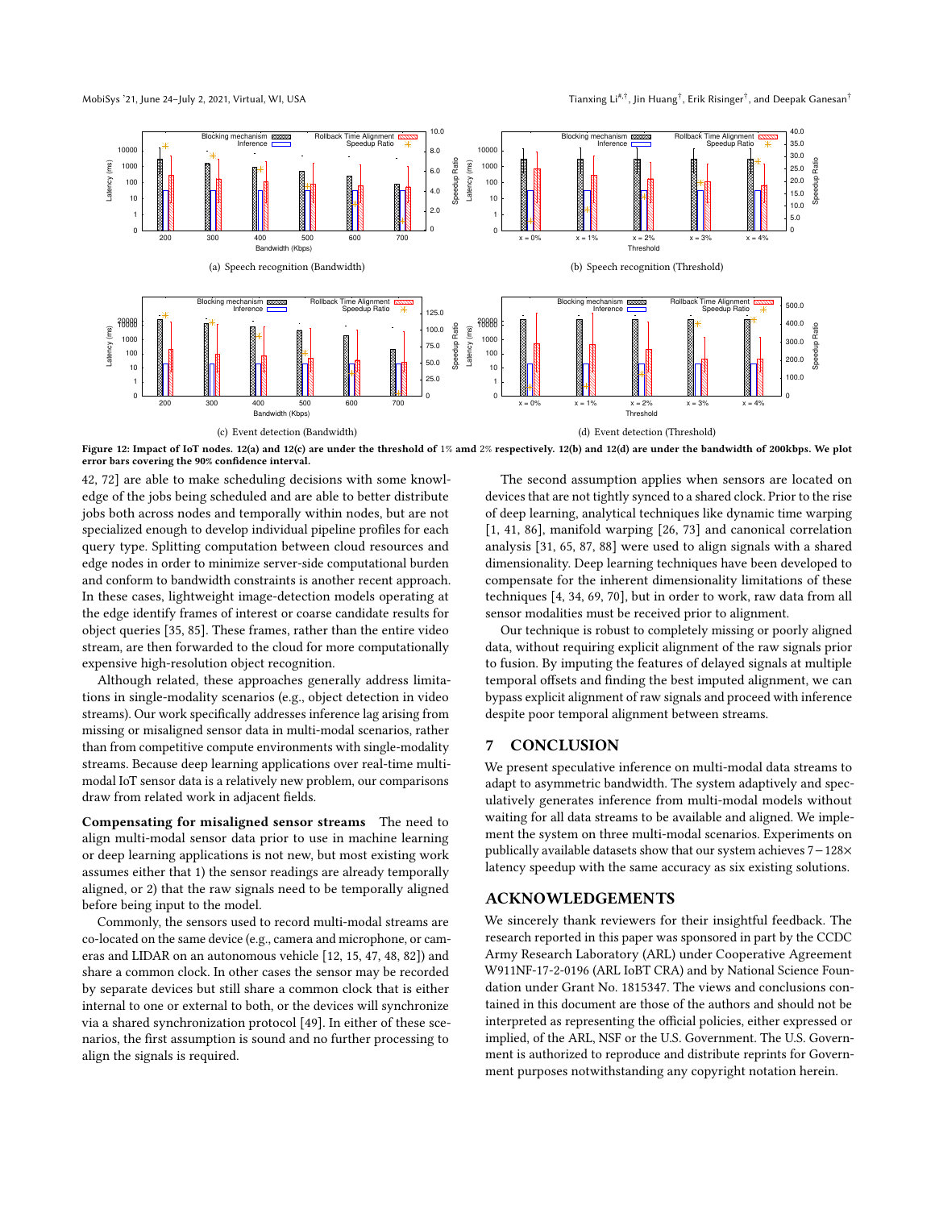(a) Speech recognition (Bandwidth)

(b) Speech recognition (Threshold)

(c) Event detection (Bandwidth)

(d) Event detection (Threshold)

**Figure 12: Impact of IoT nodes. 12(a) and 12(c) are under the threshold of 1% amd 2% respectively. 12(b) and 12(d) are under the bandwidth of 200kbps. We plot error bars covering the 90% confidence interval.**

42, 72] are able to make scheduling decisions with some knowledge of the jobs being scheduled and are able to better distribute jobs both across nodes and temporally within nodes, but are not specialized enough to develop individual pipeline profiles for each query type. Splitting computation between cloud resources and edge nodes in order to minimize server-side computational burden and conform to bandwidth constraints is another recent approach. In these cases, lightweight image-detection models operating at the edge identify frames of interest or coarse candidate results for object queries [35, 85]. These frames, rather than the entire video stream, are then forwarded to the cloud for more computationally expensive high-resolution object recognition.

Although related, these approaches generally address limitations in single-modality scenarios (e.g., object detection in video streams). Our work specifically addresses inference lag arising from missing or misaligned sensor data in multi-modal scenarios, rather than from competitive compute environments with single-modality streams. Because deep learning applications over real-time multi-modal IoT sensor data is a relatively new problem, our comparisons draw from related work in adjacent fields.

**Compensating for misaligned sensor streams** The need to align multi-modal sensor data prior to use in machine learning or deep learning applications is not new, but most existing work assumes either that 1) the sensor readings are already temporally aligned, or 2) that the raw signals need to be temporally aligned before being input to the model.

Commonly, the sensors used to record multi-modal streams are co-located on the same device (e.g., camera and microphone, or cameras and LIDAR on an autonomous vehicle [12, 15, 47, 48, 82]) and share a common clock. In other cases the sensor may be recorded by separate devices but still share a common clock that is either internal to one or external to both, or the devices will synchronize via a shared synchronization protocol [49]. In either of these scenarios, the first assumption is sound and no further processing to align the signals is required.

The second assumption applies when sensors are located on devices that are not tightly synced to a shared clock. Prior to the rise of deep learning, analytical techniques like dynamic time warping [1, 41, 86], manifold warping [26, 73] and canonical correlation analysis [31, 65, 87, 88] were used to align signals with a shared dimensionality. Deep learning techniques have been developed to compensate for the inherent dimensionality limitations of these techniques [4, 34, 69, 70], but in order to work, raw data from all sensor modalities must be received prior to alignment.

Our technique is robust to completely missing or poorly aligned data, without requiring explicit alignment of the raw signals prior to fusion. By imputing the features of delayed signals at multiple temporal offsets and finding the best imputed alignment, we can bypass explicit alignment of raw signals and proceed with inference despite poor temporal alignment between streams.

## 7 CONCLUSION

We present speculative inference on multi-modal data streams to adapt to asymmetric bandwidth. The system adaptively and speculatively generates inference from multi-modal models without waiting for all data streams to be available and aligned. We implement the system on three multi-modal scenarios. Experiments on publically available datasets show that our system achieves $7-128\times$ latency speedup with the same accuracy as six existing solutions.

## ACKNOWLEDGEMENTS

We sincerely thank reviewers for their insightful feedback. The research reported in this paper was sponsored in part by the CCDC Army Research Laboratory (ARL) under Cooperative Agreement W911NF-17-2-0196 (ARL IoBT CRA) and by National Science Foundation under Grant No. 1815347. The views and conclusions contained in this document are those of the authors and should not be interpreted as representing the official policies, either expressed or implied, of the ARL, NSF or the U.S. Government. The U.S. Government is authorized to reproduce and distribute reprints for Government purposes notwithstanding any copyright notation herein.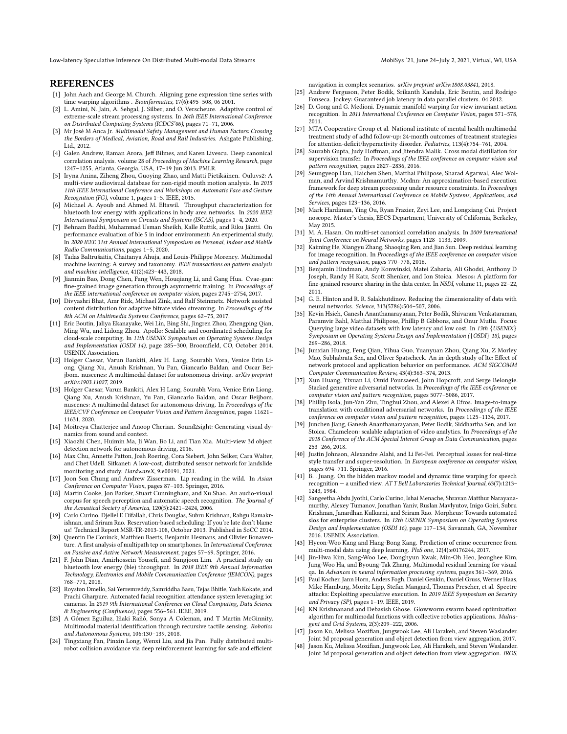## REFERENCES

[1] John Aach and George M. Church. Aligning gene expression time series with time warping algorithms . *Bioinformatics*, 17(6):495–508, 06 2001.

[2] L. Amini, N. Jain, A. Sehgal, J. Silber, and O. Verscheure. Adaptive control of extreme-scale stream processing systems. In *26th IEEE International Conference on Distributed Computing Systems (ICDCS'06)*, pages 71–71, 2006.

[3] Mr José M Anca Jr. *Multimodal Safety Management and Human Factors: Crossing the Borders of Medical, Aviation, Road and Rail Industries*. Ashgate Publishing, Ltd., 2012.

[4] Galen Andrew, Raman Arora, Jeff Bilmes, and Karen Livescu. Deep canonical correlation analysis. volume 28 of *Proceedings of Machine Learning Research*, page 1247–1255, Atlanta, Georgia, USA, 17–19 Jun 2013. PMLR.

[5] Iryna Anina, Ziheng Zhou, Guoying Zhao, and Matti Pietikäinen. Ouluvs2: A multi-view audiovisual database for non-rigid mouth motion analysis. In *2015 11th IEEE International Conference and Workshops on Automatic Face and Gesture Recognition (FG)*, volume 1, pages 1–5. IEEE, 2015.

[6] Michael A. Ayoub and Ahmed M. Eltawil. Throughput characterization for bluetooth low energy with applications in body area networks. In *2020 IEEE International Symposium on Circuits and Systems (ISCAS)*, pages 1–4, 2020.

[7] Behnam Badihi, Muhammad Usman Sheikh, Kalle Ruttik, and Riku Jäntti. On performance evaluation of ble 5 in indoor environment: An experimental study. In *2020 IEEE 31st Annual International Symposium on Personal, Indoor and Mobile Radio Communications*, pages 1–5, 2020.

[8] Tadas Baltrušaitis, Chaitanya Ahuja, and Louis-Philippe Morency. Multimodal machine learning: A survey and taxonomy. *IEEE transactions on pattern analysis and machine intelligence*, 41(2):423–443, 2018.

[9] Jianmin Bao, Dong Chen, Fang Wen, Houqiang Li, and Gang Hua. Cvae-gan: fine-grained image generation through asymmetric training. In *Proceedings of the IEEE international conference on computer vision*, pages 2745–2754, 2017.

[10] Divyashri Bhat, Amr Rizk, Michael Zink, and Ralf Steinmetz. Network assisted content distribution for adaptive bitrate video streaming. In *Proceedings of the 8th ACM on Multimedia Systems Conference*, pages 62–75, 2017.

[11] Eric Boutin, Jaliya Ekanayake, Wei Lin, Bing Shi, Jingren Zhou, Zhengping Qian, Ming Wu, and Lidong Zhou. Apollo: Scalable and coordinated scheduling for cloud-scale computing. In *11th USENIX Symposium on Operating Systems Design and Implementation (OSDI 14)*, page 285–300, Broomfield, CO, October 2014. USENIX Association.

[12] Holger Caesar, Varun Bankiti, Alex H. Lang, Sourabh Vora, Venice Erin Liong, Qiang Xu, Anush Krishnan, Yu Pan, Giancarlo Baldan, and Oscar Beijbom. nuscenes: A multimodal dataset for autonomous driving. *arXiv preprint arXiv:1903.11027*, 2019.

[13] Holger Caesar, Varun Bankiti, Alex H Lang, Sourabh Vora, Venice Erin Liong, Qiang Xu, Anush Krishnan, Yu Pan, Giancarlo Baldan, and Oscar Beijbom. nuscenes: A multimodal dataset for autonomous driving. In *Proceedings of the IEEE/CVF Conference on Computer Vision and Pattern Recognition*, pages 11621–11631, 2020.

[14] Moitreya Chatterjee and Anoop Cherian. Sound2sight: Generating visual dynamics from sound and context.

[15] Xiaozhi Chen, Huimin Ma, Ji Wan, Bo Li, and Tian Xia. Multi-view 3d object detection network for autonomous driving, 2016.

[16] Max Chu, Annette Patton, Josh Roering, Cora Siebert, John Selker, Cara Walter, and Chet Udell. Sitkanet: A low-cost, distributed sensor network for landslide monitoring and study. *HardwareX*, 9:e00191, 2021.

[17] Joon Son Chung and Andrew Zisserman. Lip reading in the wild. In *Asian Conference on Computer Vision*, pages 87–103. Springer, 2016.

[18] Martin Cooke, Jon Barker, Stuart Cunningham, and Xu Shao. An audio-visual corpus for speech perception and automatic speech recognition. *The Journal of the Acoustical Society of America*, 120(5):2421–2424, 2006.

[19] Carlo Curino, Djellel E Difallah, Chris Douglas, Subru Krishnan, Rahgu Ramakrishnan, and Sriram Rao. Reservation-based scheduling: If you're late don't blame us! Technical Report MSR-TR-2013-108, October 2013. Published in SoCC 2014.

[20] Quentin De Coninck, Matthieu Baerts, Benjamin Hesmans, and Olivier Bonaventure. A first analysis of multipath tcp on smartphones. In *International Conference on Passive and Active Network Measurement*, pages 57–69. Springer, 2016.

[21] F. John Dian, Amirhossein Yousefi, and Sungjoon Lim. A practical study on bluetooth low energy (ble) throughput. In *2018 IEEE 9th Annual Information Technology, Electronics and Mobile Communication Conference (IEMCON)*, pages 768–771, 2018.

[22] Royston Dmello, Sai Yerremreddy, Samriddha Basu, Tejas Bhitle, Yash Kokate, and Prachi Gharpure. Automated facial recognition attendance system leveraging iot cameras. In *2019 9th International Conference on Cloud Computing, Data Science & Engineering (Confluence)*, pages 556–561. IEEE, 2019.

[23] A Gómez Eguíluz, Iñaki Rañó, Sonya A Coleman, and T Martin McGinnity. Multimodal material identification through recursive tactile sensing. *Robotics and Autonomous Systems*, 106:130–139, 2018.

[24] Tingxiang Fan, Pinxin Long, Wenxi Liu, and Jia Pan. Fully distributed multi-robot collision avoidance via deep reinforcement learning for safe and efficient navigation in complex scenarios. *arXiv preprint arXiv:1808.03841*, 2018.

[25] Andrew Ferguson, Peter Bodik, Srikanth Kandula, Eric Boutin, and Rodrigo Fonseca. Jockey: Guaranteed job latency in data parallel clusters. 04 2012.

[26] D. Gong and G. Medioni. Dynamic manifold warping for view invariant action recognition. In *2011 International Conference on Computer Vision*, pages 571–578, 2011.

[27] MTA Cooperative Group et al. National institute of mental health multimodal treatment study of adhd follow-up: 24-month outcomes of treatment strategies for attention-deficit/hyperactivity disorder. *Pediatrics*, 113(4):754–761, 2004.

[28] Saurabh Gupta, Judy Hoffman, and Jitendra Malik. Cross modal distillation for supervision transfer. In *Proceedings of the IEEE conference on computer vision and pattern recognition*, pages 2827–2836, 2016.

[29] Seungyeop Han, Haichen Shen, Matthai Philipose, Sharad Agarwal, Alec Wolman, and Arvind Krishnamurthy. Mcdnn: An approximation-based execution framework for deep stream processing under resource constraints. In *Proceedings of the 14th Annual International Conference on Mobile Systems, Applications, and Services*, pages 123–136, 2016.

[30] Mark Hardiman, Ying Ou, Ryan Frazier, Zeyi Lee, and Longxiang Cui. Project noscope. Master's thesis, EECS Department, University of California, Berkeley, May 2015.

[31] M. A. Hasan. On multi-set canonical correlation analysis. In *2009 International Joint Conference on Neural Networks*, pages 1128–1133, 2009.

[32] Kaiming He, Xiangyu Zhang, Shaoqing Ren, and Jian Sun. Deep residual learning for image recognition. In *Proceedings of the IEEE conference on computer vision and pattern recognition*, pages 770–778, 2016.

[33] Benjamin Hindman, Andy Konwinski, Matei Zaharia, Ali Ghodsi, Anthony D Joseph, Randy H Katz, Scott Shenker, and Ion Stoica. Mesos: A platform for fine-grained resource sharing in the data center. In *NSDI*, volume 11, pages 22–22, 2011.

[34] G. E. Hinton and R. R. Salakhutdinov. Reducing the dimensionality of data with neural networks. *Science*, 313(5786):504–507, 2006.

[35] Kevin Hsieh, Ganesh Ananthanarayanan, Peter Bodik, Shivaram Venkataraman, Paramvir Bahl, Matthai Philipose, Phillip B Gibbons, and Onur Mutlu. Focus: Querying large video datasets with low latency and low cost. In *13th {USENIX} Symposium on Operating Systems Design and Implementation ({OSDI} 18)*, pages 269–286, 2018.

[36] Junxian Huang, Feng Qian, Yihua Guo, Yuanyuan Zhou, Qiang Xu, Z Morley Mao, Subhabrata Sen, and Oliver Spatscheck. An in-depth study of lte: Effect of network protocol and application behavior on performance. *ACM SIGCOMM Computer Communication Review*, 43(4):363–374, 2013.

[37] Xun Huang, Yixuan Li, Omid Poursaeed, John Hopcroft, and Serge Belongie. Stacked generative adversarial networks. In *Proceedings of the IEEE conference on computer vision and pattern recognition*, pages 5077–5086, 2017.

[38] Phillip Isola, Jun-Yan Zhu, Tinghui Zhou, and Alexei A Efros. Image-to-image translation with conditional adversarial networks. In *Proceedings of the IEEE conference on computer vision and pattern recognition*, pages 1125–1134, 2017.

[39] Junchen Jiang, Ganesh Ananthanarayanan, Peter Bodik, Siddhartha Sen, and Ion Stoica. Chameleon: scalable adaptation of video analytics. In *Proceedings of the 2018 Conference of the ACM Special Interest Group on Data Communication*, pages 253–266, 2018.

[40] Justin Johnson, Alexandre Alahi, and Li Fei-Fei. Perceptual losses for real-time style transfer and super-resolution. In *European conference on computer vision*, pages 694–711. Springer, 2016.

[41] B. . Juang. On the hidden markov model and dynamic time warping for speech recognition — a unified view. *AT T Bell Laboratories Technical Journal*, 63(7):1213–1243, 1984.

[42] Sangeetha Abdu Jyothi, Carlo Curino, Ishai Menache, Shravan Matthur Narayanamurthy, Alexey Tumanov, Jonathan Yaniv, Ruslan Mavlyutov, Inigo Goiri, Subru Krishnan, Janardhan Kulkarni, and Sriram Rao. Morpheus: Towards automated slos for enterprise clusters. In *12th USENIX Symposium on Operating Systems Design and Implementation (OSDI 16)*, page 117–134, Savannah, GA, November 2016. USENIX Association.

[43] Hyeon-Woo Kang and Hang-Bong Kang. Prediction of crime occurrence from multi-modal data using deep learning. *PloS one*, 12(4):e0176244, 2017.

[44] Jin-Hwa Kim, Sang-Woo Lee, Donghyun Kwak, Min-Oh Heo, Jeonghee Kim, Jung-Woo Ha, and Byoung-Tak Zhang. Multimodal residual learning for visual qa. In *Advances in neural information processing systems*, pages 361–369, 2016.

[45] Paul Kocher, Jann Horn, Anders Fogh, Daniel Genkin, Daniel Gruss, Werner Haas, Mike Hamburg, Moritz Lipp, Stefan Mangard, Thomas Prescher, et al. Spectre attacks: Exploiting speculative execution. In *2019 IEEE Symposium on Security and Privacy (SP)*, pages 1–19. IEEE, 2019.

[46] KN Krishnanand and Debasish Ghose. Glowworm swarm based optimization algorithm for multimodal functions with collective robotics applications. *Multiagent and Grid Systems*, 2(3):209–222, 2006.

[47] Jason Ku, Melissa Mozifian, Jungwook Lee, Ali Harakeh, and Steven Waslander. Joint 3d proposal generation and object detection from view aggregation, 2017.

[48] Jason Ku, Melissa Mozifian, Jungwook Lee, Ali Harakeh, and Steven Waslander. Joint 3d proposal generation and object detection from view aggregation. *IROS*,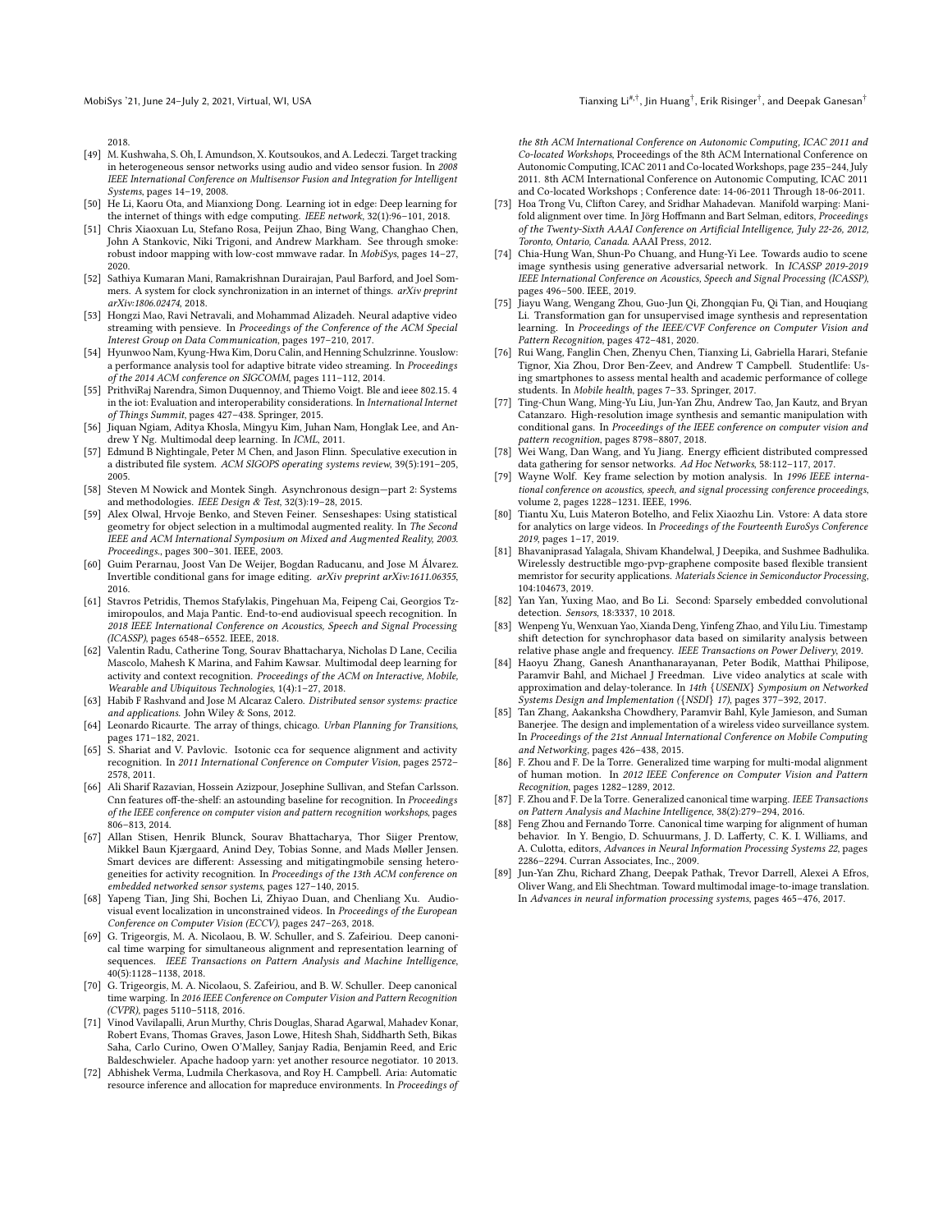2018.

[49] M. Kushwaha, S. Oh, I. Amundson, X. Koutsoukos, and A. Ledeczi. Target tracking in heterogeneous sensor networks using audio and video sensor fusion. In *2008 IEEE International Conference on Multisensor Fusion and Integration for Intelligent Systems*, pages 14–19, 2008.

[50] He Li, Kaoru Ota, and Mianxiong Dong. Learning iot in edge: Deep learning for the internet of things with edge computing. *IEEE network*, 32(1):96–101, 2018.

[51] Chris Xiaoxuan Lu, Stefano Rosa, Peijun Zhao, Bing Wang, Changhao Chen, John A Stankovic, Niki Trigoni, and Andrew Markham. See through smoke: robust indoor mapping with low-cost mmwave radar. In *MobiSys*, pages 14–27, 2020.

[52] Sathiya Kumaran Mani, Ramakrishnan Durairajan, Paul Barford, and Joel Sommers. A system for clock synchronization in an internet of things. *arXiv preprint arXiv:1806.02474*, 2018.

[53] Hongzi Mao, Ravi Netravali, and Mohammad Alizadeh. Neural adaptive video streaming with pensieve. In *Proceedings of the Conference of the ACM Special Interest Group on Data Communication*, pages 197–210, 2017.

[54] Hyunwoo Nam, Kyung-Hwa Kim, Doru Calin, and Henning Schulzrinne. Youslow: a performance analysis tool for adaptive bitrate video streaming. In *Proceedings of the 2014 ACM conference on SIGCOMM*, pages 111–112, 2014.

[55] PrithviRaj Narendra, Simon Duquennoy, and Thiemo Voigt. Ble and ieee 802.15. 4 in the iot: Evaluation and interoperability considerations. In *International Internet of Things Summit*, pages 427–438. Springer, 2015.

[56] Jiquan Ngiam, Aditya Khosla, Mingyu Kim, Juhan Nam, Honglak Lee, and Andrew Y Ng. Multimodal deep learning. In *ICML*, 2011.

[57] Edmund B Nightingale, Peter M Chen, and Jason Flinn. Speculative execution in a distributed file system. *ACM SIGOPS operating systems review*, 39(5):191–205, 2005.

[58] Steven M Nowick and Montek Singh. Asynchronous design—part 2: Systems and methodologies. *IEEE Design & Test*, 32(3):19–28, 2015.

[59] Alex Olwal, Hrvoje Benko, and Steven Feiner. Senseshapes: Using statistical geometry for object selection in a multimodal augmented reality. In *The Second IEEE and ACM International Symposium on Mixed and Augmented Reality, 2003. Proceedings.*, pages 300–301. IEEE, 2003.

[60] Guim Perarnau, Joost Van De Weijer, Bogdan Raducanu, and Jose M Álvarez. Invertible conditional gans for image editing. *arXiv preprint arXiv:1611.06355*, 2016.

[61] Stavros Petridis, Themos Stafylakis, Pingehuan Ma, Feipeng Cai, Georgios Tzimiropoulos, and Maja Pantic. End-to-end audiovisual speech recognition. In *2018 IEEE International Conference on Acoustics, Speech and Signal Processing (ICASSP)*, pages 6548–6552. IEEE, 2018.

[62] Valentin Radu, Catherine Tong, Sourav Bhattacharya, Nicholas D Lane, Cecilia Mascolo, Mahesh K Marina, and Fahim Kawsar. Multimodal deep learning for activity and context recognition. *Proceedings of the ACM on Interactive, Mobile, Wearable and Ubiquitous Technologies*, 1(4):1–27, 2018.

[63] Habib F Rashvand and Jose M Alcaraz Calero. *Distributed sensor systems: practice and applications*. John Wiley & Sons, 2012.

[64] Leonardo Ricaurte. The array of things, chicago. *Urban Planning for Transitions*, pages 171–182, 2021.

[65] S. Shariat and V. Pavlovic. Isotonic cca for sequence alignment and activity recognition. In *2011 International Conference on Computer Vision*, pages 2572–2578, 2011.

[66] Ali Sharif Razavian, Hossein Azizpour, Josephine Sullivan, and Stefan Carlsson. Cnn features off-the-shelf: an astounding baseline for recognition. In *Proceedings of the IEEE conference on computer vision and pattern recognition workshops*, pages 806–813, 2014.

[67] Allan Stisen, Henrik Blunck, Sourav Bhattacharya, Thor Siiger Prentow, Mikkel Baun Kjærgaard, Anind Dey, Tobias Sonne, and Mads Møller Jensen. Smart devices are different: Assessing and mitigatingmobile sensing heterogeneities for activity recognition. In *Proceedings of the 13th ACM conference on embedded networked sensor systems*, pages 127–140, 2015.

[68] Yapeng Tian, Jing Shi, Bochen Li, Zhiyao Duan, and Chenliang Xu. Audio-visual event localization in unconstrained videos. In *Proceedings of the European Conference on Computer Vision (ECCV)*, pages 247–263, 2018.

[69] G. Trigeorgis, M. A. Nicolaou, B. W. Schuller, and S. Zafeiriou. Deep canonical time warping for simultaneous alignment and representation learning of sequences. *IEEE Transactions on Pattern Analysis and Machine Intelligence*, 40(5):1128–1138, 2018.

[70] G. Trigeorgis, M. A. Nicolaou, S. Zafeiriou, and B. W. Schuller. Deep canonical time warping. In *2016 IEEE Conference on Computer Vision and Pattern Recognition (CVPR)*, pages 5110–5118, 2016.

[71] Vinod Vavilapalli, Arun Murthy, Chris Douglas, Sharad Agarwal, Mahadev Konar, Robert Evans, Thomas Graves, Jason Lowe, Hitesh Shah, Siddharth Seth, Bikas Saha, Carlo Curino, Owen O'Malley, Sanjay Radia, Benjamin Reed, and Eric Baldeschwieler. Apache hadoop yarn: yet another resource negotiator. 10 2013.

[72] Abhishek Verma, Ludmila Cherkasova, and Roy H. Campbell. Aria: Automatic resource inference and allocation for mapreduce environments. In *Proceedings of the 8th ACM International Conference on Autonomic Computing, ICAC 2011 and Co-located Workshops*, Proceedings of the 8th ACM International Conference on Autonomic Computing, ICAC 2011 and Co-located Workshops, page 235–244, July 2011. 8th ACM International Conference on Autonomic Computing, ICAC 2011 and Co-located Workshops ; Conference date: 14-06-2011 Through 18-06-2011.

[73] Hoa Trong Vu, Clifton Carey, and Sridhar Mahadevan. Manifold warping: Manifold alignment over time. In Jörg Hoffmann and Bart Selman, editors, *Proceedings of the Twenty-Sixth AAAI Conference on Artificial Intelligence, July 22-26, 2012, Toronto, Ontario, Canada*. AAAI Press, 2012.

[74] Chia-Hung Wan, Shun-Po Chuang, and Hung-Yi Lee. Towards audio to scene image synthesis using generative adversarial network. In *ICASSP 2019-2019 IEEE International Conference on Acoustics, Speech and Signal Processing (ICASSP)*, pages 496–500. IEEE, 2019.

[75] Jiayu Wang, Wengang Zhou, Guo-Jun Qi, Zhongqian Fu, Qi Tian, and Houqiang Li. Transformation gan for unsupervised image synthesis and representation learning. In *Proceedings of the IEEE/CVF Conference on Computer Vision and Pattern Recognition*, pages 472–481, 2020.

[76] Rui Wang, Fanglin Chen, Zhenyu Chen, Tianxing Li, Gabriella Harari, Stefanie Tignor, Xia Zhou, Dror Ben-Zeev, and Andrew T Campbell. Studentlife: Using smartphones to assess mental health and academic performance of college students. In *Mobile health*, pages 7–33. Springer, 2017.

[77] Ting-Chun Wang, Ming-Yu Liu, Jun-Yan Zhu, Andrew Tao, Jan Kautz, and Bryan Catanzaro. High-resolution image synthesis and semantic manipulation with conditional gans. In *Proceedings of the IEEE conference on computer vision and pattern recognition*, pages 8798–8807, 2018.

[78] Wei Wang, Dan Wang, and Yu Jiang. Energy efficient distributed compressed data gathering for sensor networks. *Ad Hoc Networks*, 58:112–117, 2017.

[79] Wayne Wolf. Key frame selection by motion analysis. In *1996 IEEE international conference on acoustics, speech, and signal processing conference proceedings*, volume 2, pages 1228–1231. IEEE, 1996.

[80] Tiantu Xu, Luis Materon Botelho, and Felix Xiaozhu Lin. Vstore: A data store for analytics on large videos. In *Proceedings of the Fourteenth EuroSys Conference 2019*, pages 1–17, 2019.

[81] Bhavaniprasad Yalagala, Shivam Khandelwal, J Deepika, and Sushmee Badhulika. Wirelessly destructible mgo-pvp-graphene composite based flexible transient memristor for security applications. *Materials Science in Semiconductor Processing*, 104:104673, 2019.

[82] Yan Yan, Yuxing Mao, and Bo Li. Second: Sparsely embedded convolutional detection. *Sensors*, 18:3337, 10 2018.

[83] Wenpeng Yu, Wenxuan Yao, Xianda Deng, Yinfeng Zhao, and Yilu Liu. Timestamp shift detection for synchrophasor data based on similarity analysis between relative phase angle and frequency. *IEEE Transactions on Power Delivery*, 2019.

[84] Haoyu Zhang, Ganesh Ananthanarayanan, Peter Bodik, Matthai Philipose, Paramvir Bahl, and Michael J Freedman. Live video analytics at scale with approximation and delay-tolerance. In *14th {USENIX} Symposium on Networked Systems Design and Implementation ({NSDI} 17)*, pages 377–392, 2017.

[85] Tan Zhang, Aakanksha Chowdhery, Paramvir Bahl, Kyle Jamieson, and Suman Banerjee. The design and implementation of a wireless video surveillance system. In *Proceedings of the 21st Annual International Conference on Mobile Computing and Networking*, pages 426–438, 2015.

[86] F. Zhou and F. De la Torre. Generalized time warping for multi-modal alignment of human motion. In *2012 IEEE Conference on Computer Vision and Pattern Recognition*, pages 1282–1289, 2012.

[87] F. Zhou and F. De la Torre. Generalized canonical time warping. *IEEE Transactions on Pattern Analysis and Machine Intelligence*, 38(2):279–294, 2016.

[88] Feng Zhou and Fernando Torre. Canonical time warping for alignment of human behavior. In Y. Bengio, D. Schuurmans, J. D. Lafferty, C. K. I. Williams, and A. Culotta, editors, *Advances in Neural Information Processing Systems 22*, pages 2286–2294. Curran Associates, Inc., 2009.

[89] Jun-Yan Zhu, Richard Zhang, Deepak Pathak, Trevor Darrell, Alexei A Efros, Oliver Wang, and Eli Shechtman. Toward multimodal image-to-image translation. In *Advances in neural information processing systems*, pages 465–476, 2017.